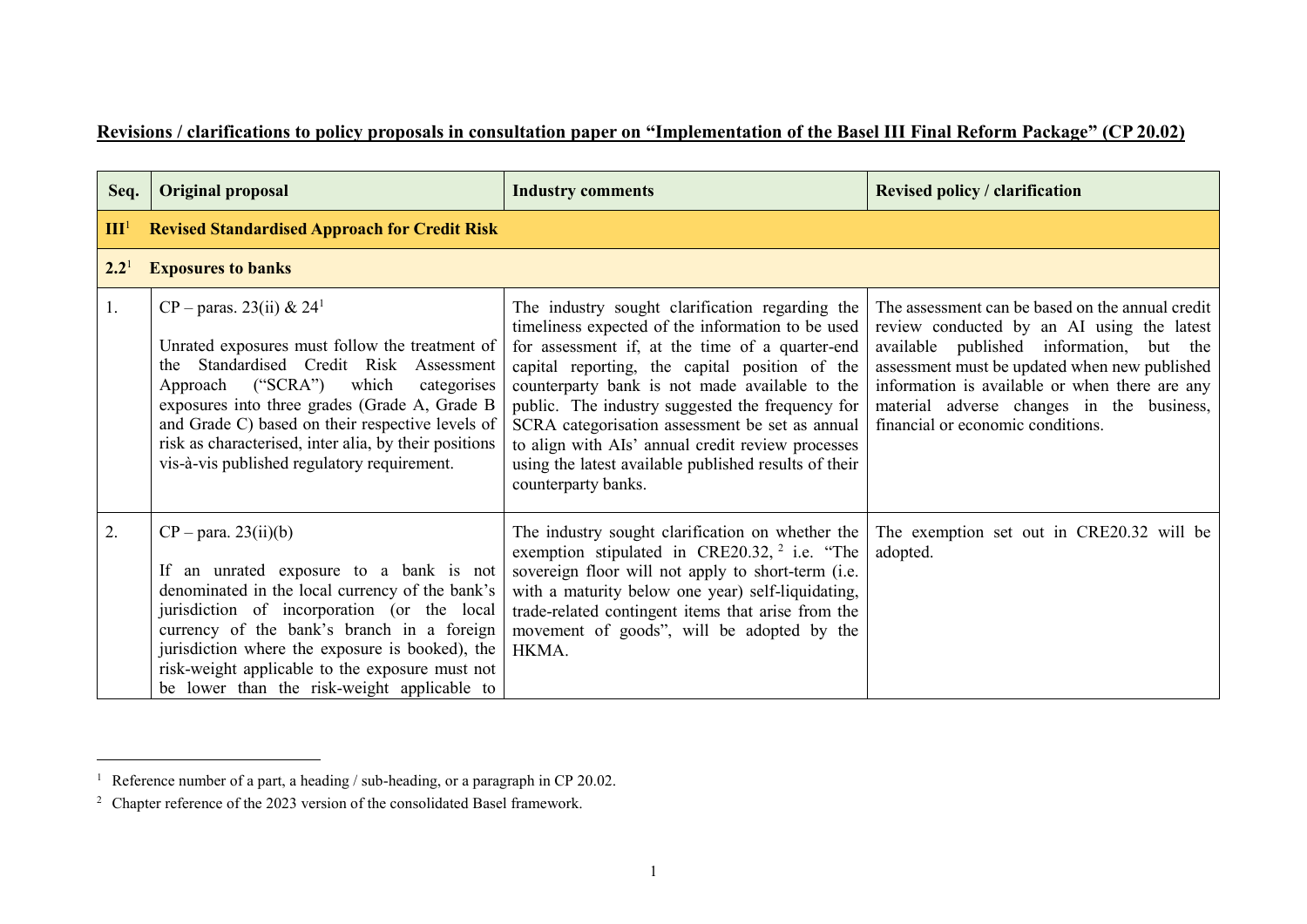**Revisions / clarifications to policy proposals in consultation paper on "Implementation of the Basel III Final Reform Package" (CP 20.02)**

| Seq. | Original proposal | Industry comments | Revised policy / clarification |
|---|---|---|---|
| **III**[1] | **Revised Standardised Approach for Credit Risk** | | |
| **2.2**[1] | **Exposures to banks** | | |
| 1. | CP – paras. 23(ii) & 24[1]<br><br>Unrated exposures must follow the treatment of the Standardised Credit Risk Assessment Approach ("SCRA") which categorises exposures into three grades (Grade A, Grade B and Grade C) based on their respective levels of risk as characterised, inter alia, by their positions vis-à-vis published regulatory requirement. | The industry sought clarification regarding the timeliness expected of the information to be used for assessment if, at the time of a quarter-end capital reporting, the capital position of the counterparty bank is not made available to the public. The industry suggested the frequency for SCRA categorisation assessment be set as annual to align with AIs' annual credit review processes using the latest available published results of their counterparty banks. | The assessment can be based on the annual credit review conducted by an AI using the latest available published information, but the assessment must be updated when new published information is available or when there are any material adverse changes in the business, financial or economic conditions. |
| 2. | CP – para. 23(ii)(b)<br><br>If an unrated exposure to a bank is not denominated in the local currency of the bank's jurisdiction of incorporation (or the local currency of the bank's branch in a foreign jurisdiction where the exposure is booked), the risk-weight applicable to the exposure must not be lower than the risk-weight applicable to | The industry sought clarification on whether the exemption stipulated in CRE20.32,[2] i.e. "The sovereign floor will not apply to short-term (i.e. with a maturity below one year) self-liquidating, trade-related contingent items that arise from the movement of goods", will be adopted by the HKMA. | The exemption set out in CRE20.32 will be adopted. |

[1] Reference number of a part, a heading / sub-heading, or a paragraph in CP 20.02.

[2] Chapter reference of the 2023 version of the consolidated Basel framework.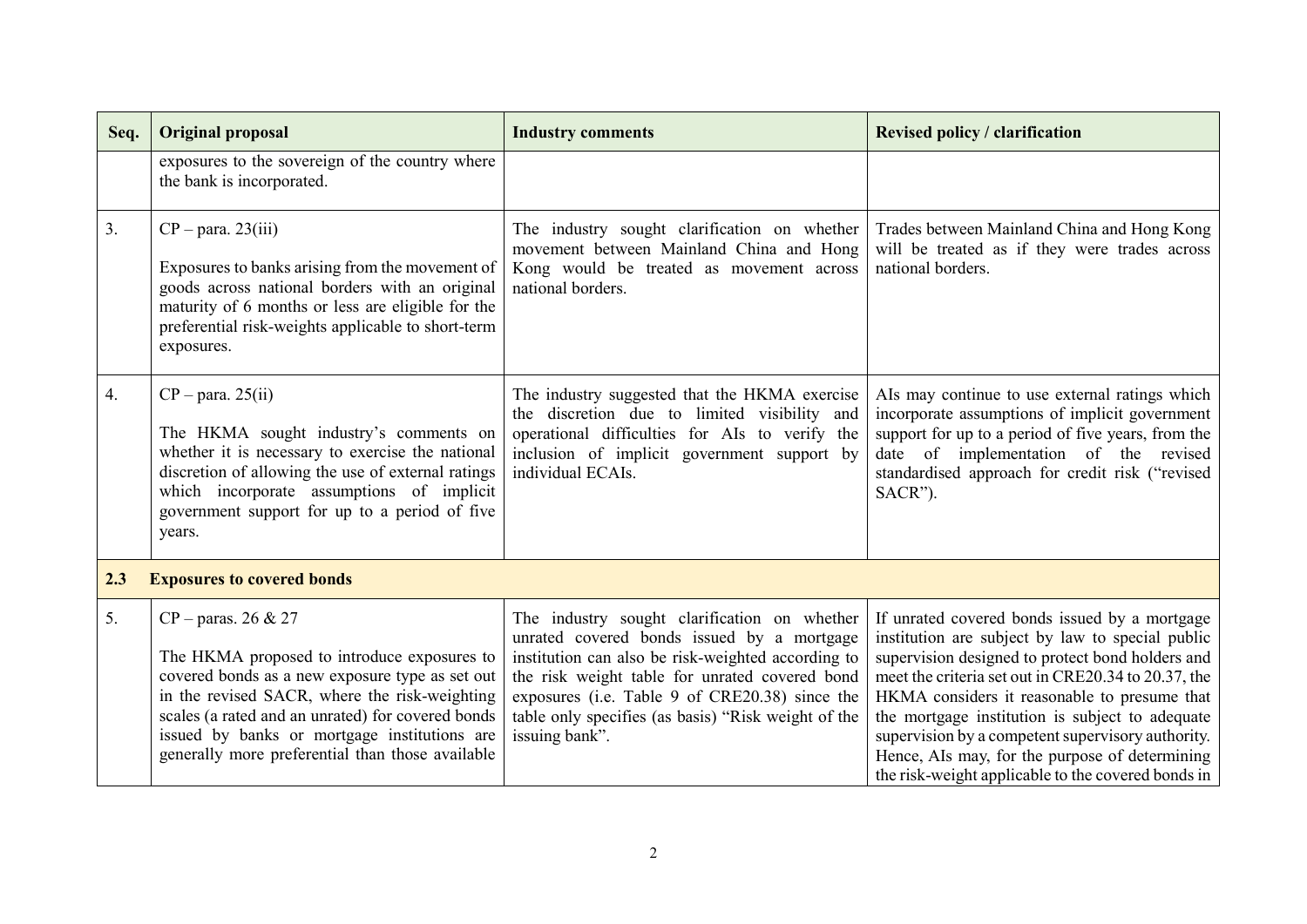| Seq. | Original proposal | Industry comments | Revised policy / clarification |
|---|---|---|---|
| | exposures to the sovereign of the country where the bank is incorporated. | | |
| 3. | CP – para. 23(iii)<br><br>Exposures to banks arising from the movement of goods across national borders with an original maturity of 6 months or less are eligible for the preferential risk-weights applicable to short-term exposures. | The industry sought clarification on whether movement between Mainland China and Hong Kong would be treated as movement across national borders. | Trades between Mainland China and Hong Kong will be treated as if they were trades across national borders. |
| 4. | CP – para. 25(ii)<br><br>The HKMA sought industry's comments on whether it is necessary to exercise the national discretion of allowing the use of external ratings which incorporate assumptions of implicit government support for up to a period of five years. | The industry suggested that the HKMA exercise the discretion due to limited visibility and operational difficulties for AIs to verify the inclusion of implicit government support by individual ECAIs. | AIs may continue to use external ratings which incorporate assumptions of implicit government support for up to a period of five years, from the date of implementation of the revised standardised approach for credit risk ("revised SACR"). |
| **2.3** | **Exposures to covered bonds** | | |
| 5. | CP – paras. 26 & 27<br><br>The HKMA proposed to introduce exposures to covered bonds as a new exposure type as set out in the revised SACR, where the risk-weighting scales (a rated and an unrated) for covered bonds issued by banks or mortgage institutions are generally more preferential than those available | The industry sought clarification on whether unrated covered bonds issued by a mortgage institution can also be risk-weighted according to the risk weight table for unrated covered bond exposures (i.e. Table 9 of CRE20.38) since the table only specifies (as basis) "Risk weight of the issuing bank". | If unrated covered bonds issued by a mortgage institution are subject by law to special public supervision designed to protect bond holders and meet the criteria set out in CRE20.34 to 20.37, the HKMA considers it reasonable to presume that the mortgage institution is subject to adequate supervision by a competent supervisory authority. Hence, AIs may, for the purpose of determining the risk-weight applicable to the covered bonds in |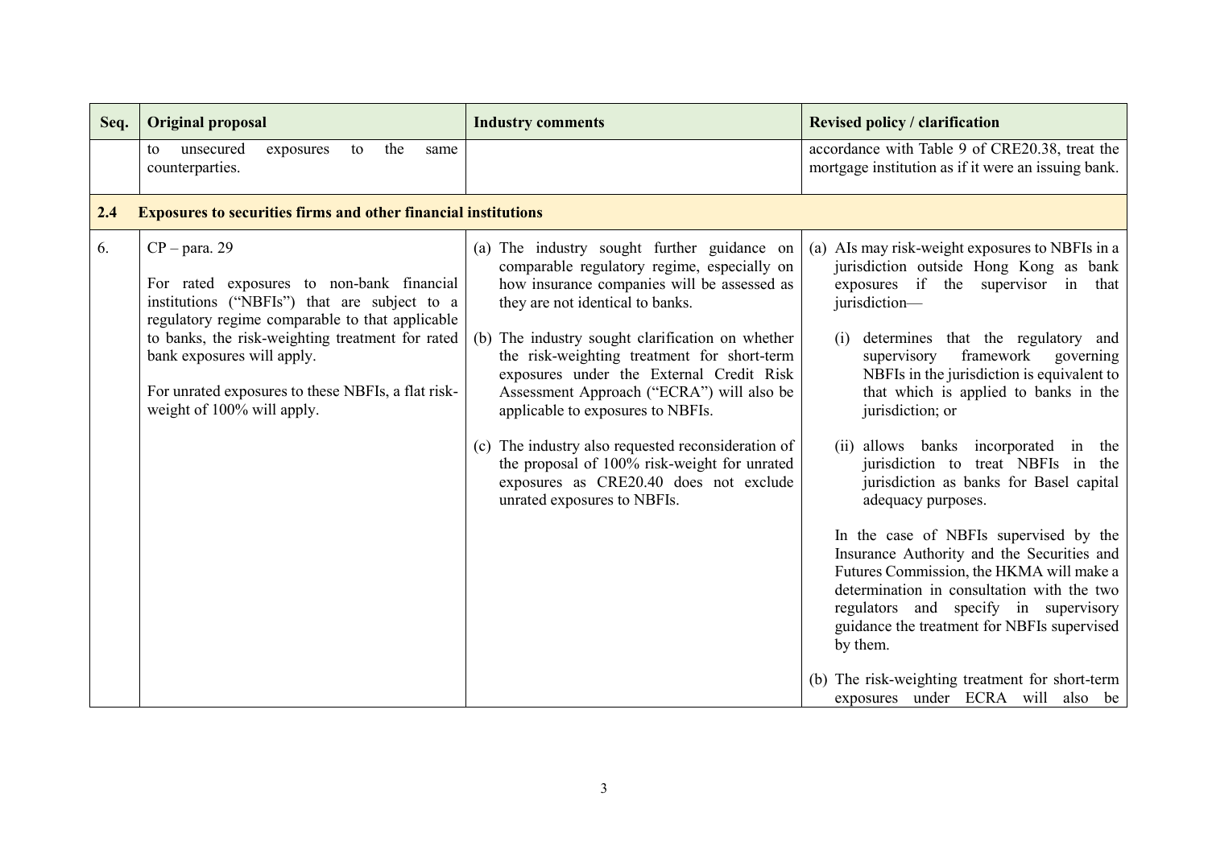| Seq. | Original proposal | Industry comments | Revised policy / clarification |
|---|---|---|---|
| | to unsecured exposures to the same counterparties. | | accordance with Table 9 of CRE20.38, treat the mortgage institution as if it were an issuing bank. |
| **2.4** | **Exposures to securities firms and other financial institutions** | | |
| 6. | CP – para. 29<br><br>For rated exposures to non-bank financial institutions ("NBFIs") that are subject to a regulatory regime comparable to that applicable to banks, the risk-weighting treatment for rated bank exposures will apply.<br><br>For unrated exposures to these NBFIs, a flat risk-weight of 100% will apply. | (a) The industry sought further guidance on comparable regulatory regime, especially on how insurance companies will be assessed as they are not identical to banks.<br><br>(b) The industry sought clarification on whether the risk-weighting treatment for short-term exposures under the External Credit Risk Assessment Approach ("ECRA") will also be applicable to exposures to NBFIs.<br><br>(c) The industry also requested reconsideration of the proposal of 100% risk-weight for unrated exposures as CRE20.40 does not exclude unrated exposures to NBFIs. | (a) AIs may risk-weight exposures to NBFIs in a jurisdiction outside Hong Kong as bank exposures if the supervisor in that jurisdiction—<br><br>(i) determines that the regulatory and supervisory framework governing NBFIs in the jurisdiction is equivalent to that which is applied to banks in the jurisdiction; or<br><br>(ii) allows banks incorporated in the jurisdiction to treat NBFIs in the jurisdiction as banks for Basel capital adequacy purposes.<br><br>In the case of NBFIs supervised by the Insurance Authority and the Securities and Futures Commission, the HKMA will make a determination in consultation with the two regulators and specify in supervisory guidance the treatment for NBFIs supervised by them.<br><br>(b) The risk-weighting treatment for short-term exposures under ECRA will also be |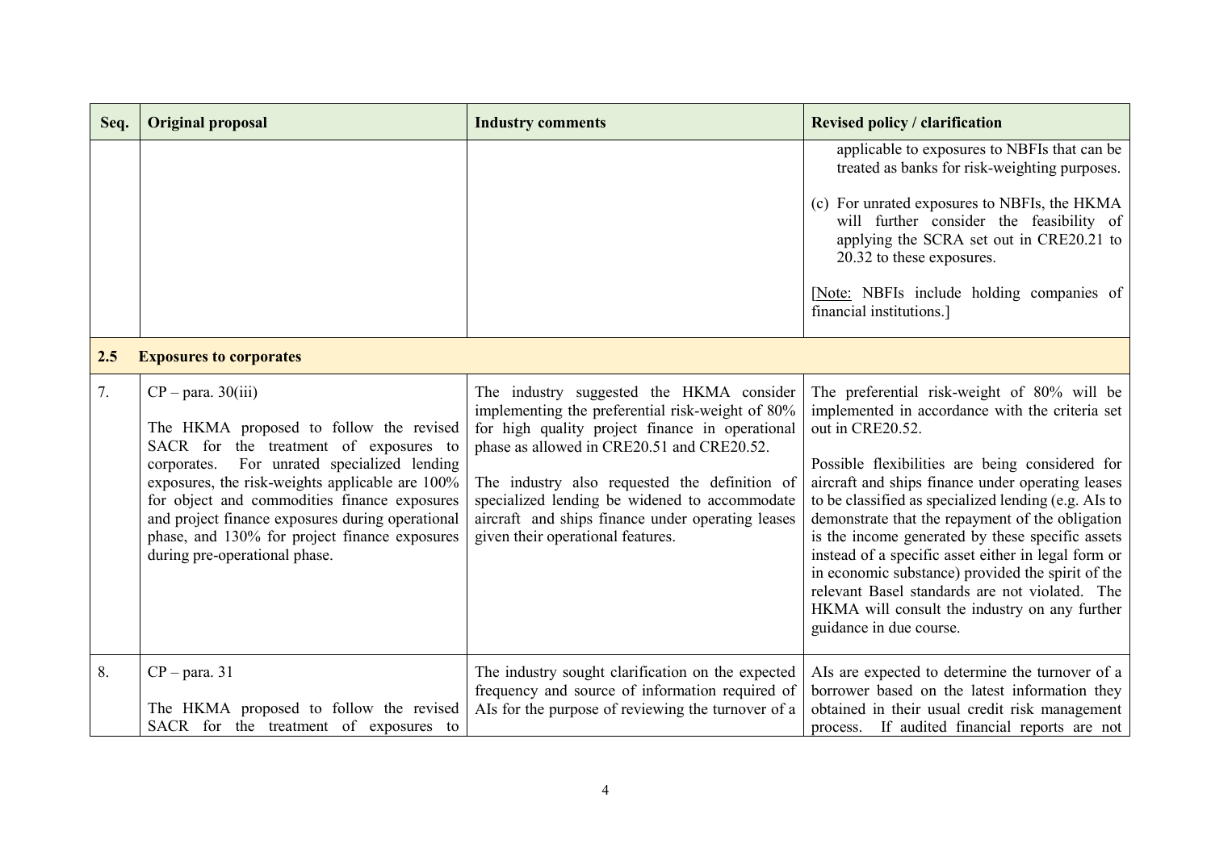| Seq. | Original proposal | Industry comments | Revised policy / clarification |
|---|---|---|---|
| | | | applicable to exposures to NBFIs that can be treated as banks for risk-weighting purposes.<br><br>(c) For unrated exposures to NBFIs, the HKMA will further consider the feasibility of applying the SCRA set out in CRE20.21 to 20.32 to these exposures.<br><br>[Note: NBFIs include holding companies of financial institutions.] |
| **2.5** | **Exposures to corporates** | | |
| 7. | CP – para. 30(iii)<br><br>The HKMA proposed to follow the revised SACR for the treatment of exposures to corporates. For unrated specialized lending exposures, the risk-weights applicable are 100% for object and commodities finance exposures and project finance exposures during operational phase, and 130% for project finance exposures during pre-operational phase. | The industry suggested the HKMA consider implementing the preferential risk-weight of 80% for high quality project finance in operational phase as allowed in CRE20.51 and CRE20.52.<br><br>The industry also requested the definition of specialized lending be widened to accommodate aircraft and ships finance under operating leases given their operational features. | The preferential risk-weight of 80% will be implemented in accordance with the criteria set out in CRE20.52.<br><br>Possible flexibilities are being considered for aircraft and ships finance under operating leases to be classified as specialized lending (e.g. AIs to demonstrate that the repayment of the obligation is the income generated by these specific assets instead of a specific asset either in legal form or in economic substance) provided the spirit of the relevant Basel standards are not violated. The HKMA will consult the industry on any further guidance in due course. |
| 8. | CP – para. 31<br><br>The HKMA proposed to follow the revised SACR for the treatment of exposures to | The industry sought clarification on the expected frequency and source of information required of AIs for the purpose of reviewing the turnover of a | AIs are expected to determine the turnover of a borrower based on the latest information they obtained in their usual credit risk management process. If audited financial reports are not |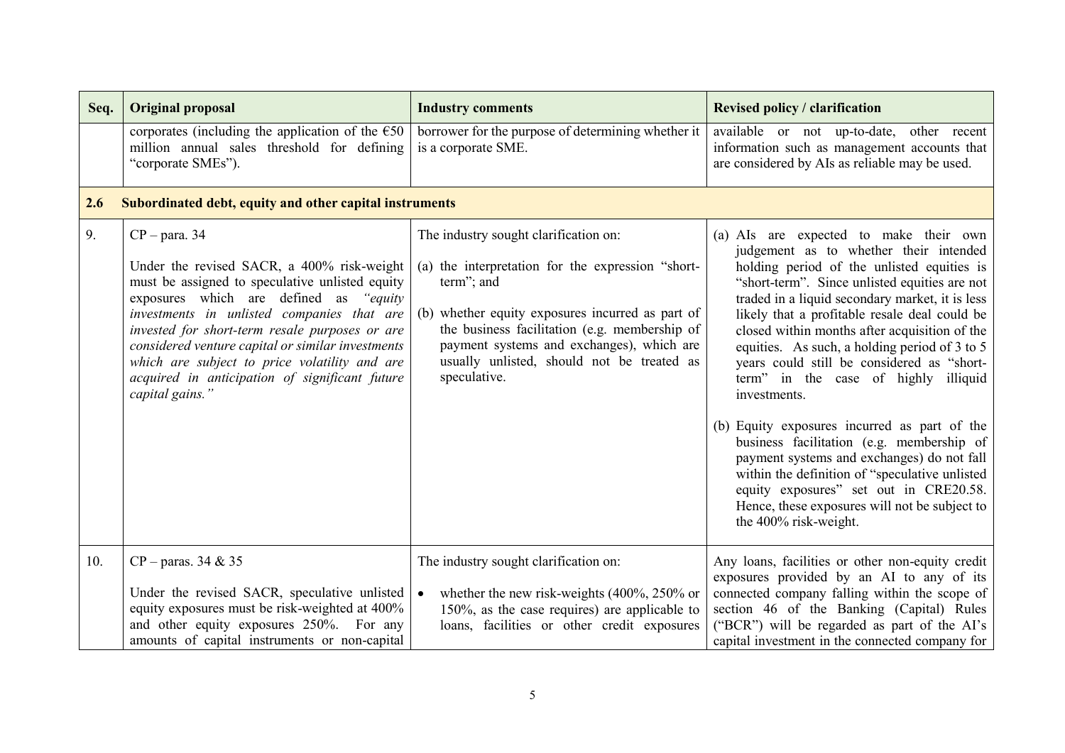| Seq. | Original proposal | Industry comments | Revised policy / clarification |
|---|---|---|---|
| | corporates (including the application of the €50 million annual sales threshold for defining "corporate SMEs"). | borrower for the purpose of determining whether it is a corporate SME. | available or not up-to-date, other recent information such as management accounts that are considered by AIs as reliable may be used. |
| **2.6** | **Subordinated debt, equity and other capital instruments** | | |
| 9. | CP – para. 34<br><br>Under the revised SACR, a 400% risk-weight must be assigned to speculative unlisted equity exposures which are defined as *"equity investments in unlisted companies that are invested for short-term resale purposes or are considered venture capital or similar investments which are subject to price volatility and are acquired in anticipation of significant future capital gains."* | The industry sought clarification on:<br><br>(a) the interpretation for the expression "short-term"; and<br><br>(b) whether equity exposures incurred as part of the business facilitation (e.g. membership of payment systems and exchanges), which are usually unlisted, should not be treated as speculative. | (a) AIs are expected to make their own judgement as to whether their intended holding period of the unlisted equities is "short-term". Since unlisted equities are not traded in a liquid secondary market, it is less likely that a profitable resale deal could be closed within months after acquisition of the equities. As such, a holding period of 3 to 5 years could still be considered as "short-term" in the case of highly illiquid investments.<br><br>(b) Equity exposures incurred as part of the business facilitation (e.g. membership of payment systems and exchanges) do not fall within the definition of "speculative unlisted equity exposures" set out in CRE20.58. Hence, these exposures will not be subject to the 400% risk-weight. |
| 10. | CP – paras. 34 & 35<br><br>Under the revised SACR, speculative unlisted equity exposures must be risk-weighted at 400% and other equity exposures 250%. For any amounts of capital instruments or non-capital | The industry sought clarification on:<br><br>• whether the new risk-weights (400%, 250% or 150%, as the case requires) are applicable to loans, facilities or other credit exposures | Any loans, facilities or other non-equity credit exposures provided by an AI to any of its connected company falling within the scope of section 46 of the Banking (Capital) Rules ("BCR") will be regarded as part of the AI's capital investment in the connected company for |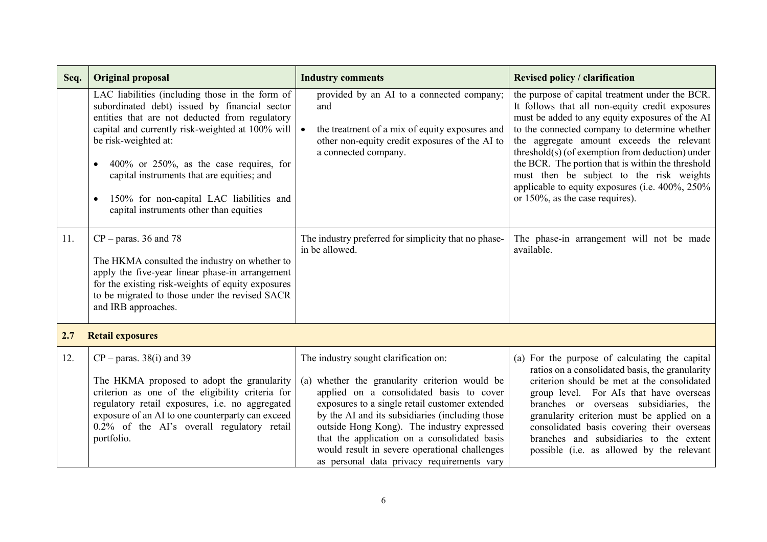| Seq. | Original proposal | Industry comments | Revised policy / clarification |
|---|---|---|---|
| | LAC liabilities (including those in the form of subordinated debt) issued by financial sector entities that are not deducted from regulatory capital and currently risk-weighted at 100% will be risk-weighted at:<br><br>• 400% or 250%, as the case requires, for capital instruments that are equities; and<br><br>• 150% for non-capital LAC liabilities and capital instruments other than equities | provided by an AI to a connected company; and<br><br>• the treatment of a mix of equity exposures and other non-equity credit exposures of the AI to a connected company. | the purpose of capital treatment under the BCR. It follows that all non-equity credit exposures must be added to any equity exposures of the AI to the connected company to determine whether the aggregate amount exceeds the relevant threshold(s) (of exemption from deduction) under the BCR. The portion that is within the threshold must then be subject to the risk weights applicable to equity exposures (i.e. 400%, 250% or 150%, as the case requires). |
| 11. | CP – paras. 36 and 78<br><br>The HKMA consulted the industry on whether to apply the five-year linear phase-in arrangement for the existing risk-weights of equity exposures to be migrated to those under the revised SACR and IRB approaches. | The industry preferred for simplicity that no phase-in be allowed. | The phase-in arrangement will not be made available. |
| **2.7** | **Retail exposures** | | |
| 12. | CP – paras. 38(i) and 39<br><br>The HKMA proposed to adopt the granularity criterion as one of the eligibility criteria for regulatory retail exposures, i.e. no aggregated exposure of an AI to one counterparty can exceed 0.2% of the AI's overall regulatory retail portfolio. | The industry sought clarification on:<br><br>(a) whether the granularity criterion would be applied on a consolidated basis to cover exposures to a single retail customer extended by the AI and its subsidiaries (including those outside Hong Kong). The industry expressed that the application on a consolidated basis would result in severe operational challenges as personal data privacy requirements vary | (a) For the purpose of calculating the capital ratios on a consolidated basis, the granularity criterion should be met at the consolidated group level. For AIs that have overseas branches or overseas subsidiaries, the granularity criterion must be applied on a consolidated basis covering their overseas branches and subsidiaries to the extent possible (i.e. as allowed by the relevant |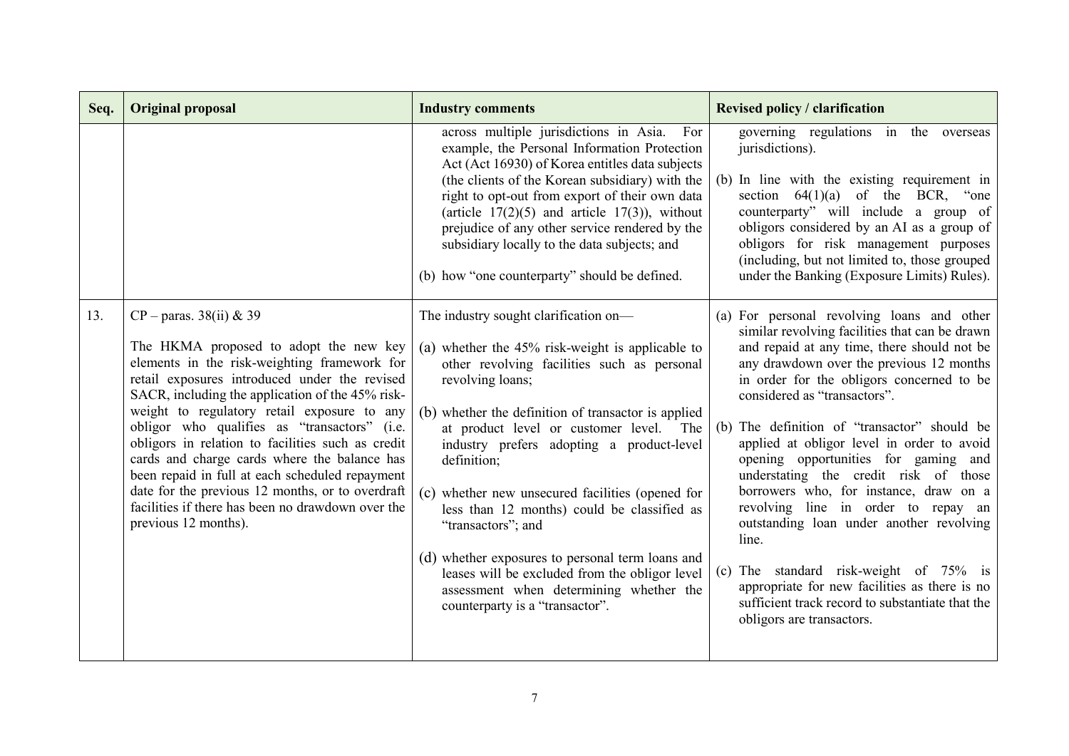| Seq. | Original proposal | Industry comments | Revised policy / clarification |
|---|---|---|---|
| | | across multiple jurisdictions in Asia. For example, the Personal Information Protection Act (Act 16930) of Korea entitles data subjects (the clients of the Korean subsidiary) with the right to opt-out from export of their own data (article 17(2)(5) and article 17(3)), without prejudice of any other service rendered by the subsidiary locally to the data subjects; and<br><br>(b) how "one counterparty" should be defined. | governing regulations in the overseas jurisdictions).<br><br>(b) In line with the existing requirement in section 64(1)(a) of the BCR, "one counterparty" will include a group of obligors considered by an AI as a group of obligors for risk management purposes (including, but not limited to, those grouped under the Banking (Exposure Limits) Rules). |
| 13. | CP – paras. 38(ii) & 39<br><br>The HKMA proposed to adopt the new key elements in the risk-weighting framework for retail exposures introduced under the revised SACR, including the application of the 45% risk-weight to regulatory retail exposure to any obligor who qualifies as "transactors" (i.e. obligors in relation to facilities such as credit cards and charge cards where the balance has been repaid in full at each scheduled repayment date for the previous 12 months, or to overdraft facilities if there has been no drawdown over the previous 12 months). | The industry sought clarification on—<br><br>(a) whether the 45% risk-weight is applicable to other revolving facilities such as personal revolving loans;<br><br>(b) whether the definition of transactor is applied at product level or customer level. The industry prefers adopting a product-level definition;<br><br>(c) whether new unsecured facilities (opened for less than 12 months) could be classified as "transactors"; and<br><br>(d) whether exposures to personal term loans and leases will be excluded from the obligor level assessment when determining whether the counterparty is a "transactor". | (a) For personal revolving loans and other similar revolving facilities that can be drawn and repaid at any time, there should not be any drawdown over the previous 12 months in order for the obligors concerned to be considered as "transactors".<br><br>(b) The definition of "transactor" should be applied at obligor level in order to avoid opening opportunities for gaming and understating the credit risk of those borrowers who, for instance, draw on a revolving line in order to repay an outstanding loan under another revolving line.<br><br>(c) The standard risk-weight of 75% is appropriate for new facilities as there is no sufficient track record to substantiate that the obligors are transactors. |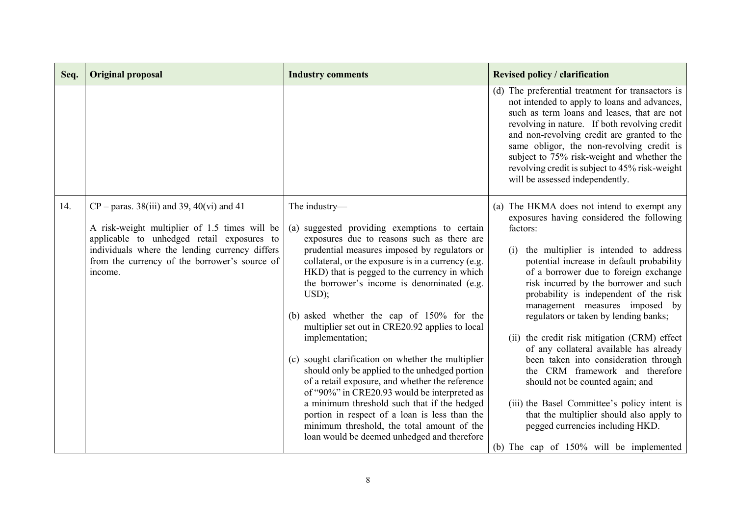| Seq. | Original proposal | Industry comments | Revised policy / clarification |
|---|---|---|---|
| | | | (d) The preferential treatment for transactors is not intended to apply to loans and advances, such as term loans and leases, that are not revolving in nature. If both revolving credit and non-revolving credit are granted to the same obligor, the non-revolving credit is subject to 75% risk-weight and whether the revolving credit is subject to 45% risk-weight will be assessed independently. |
| 14. | CP – paras. 38(iii) and 39, 40(vi) and 41<br><br>A risk-weight multiplier of 1.5 times will be applicable to unhedged retail exposures to individuals where the lending currency differs from the currency of the borrower's source of income. | The industry—<br><br>(a) suggested providing exemptions to certain exposures due to reasons such as there are prudential measures imposed by regulators or collateral, or the exposure is in a currency (e.g. HKD) that is pegged to the currency in which the borrower's income is denominated (e.g. USD);<br><br>(b) asked whether the cap of 150% for the multiplier set out in CRE20.92 applies to local implementation;<br><br>(c) sought clarification on whether the multiplier should only be applied to the unhedged portion of a retail exposure, and whether the reference of "90%" in CRE20.93 would be interpreted as a minimum threshold such that if the hedged portion in respect of a loan is less than the minimum threshold, the total amount of the loan would be deemed unhedged and therefore | (a) The HKMA does not intend to exempt any exposures having considered the following factors:<br><br>(i) the multiplier is intended to address potential increase in default probability of a borrower due to foreign exchange risk incurred by the borrower and such probability is independent of the risk management measures imposed by regulators or taken by lending banks;<br><br>(ii) the credit risk mitigation (CRM) effect of any collateral available has already been taken into consideration through the CRM framework and therefore should not be counted again; and<br><br>(iii) the Basel Committee's policy intent is that the multiplier should also apply to pegged currencies including HKD.<br><br>(b) The cap of 150% will be implemented |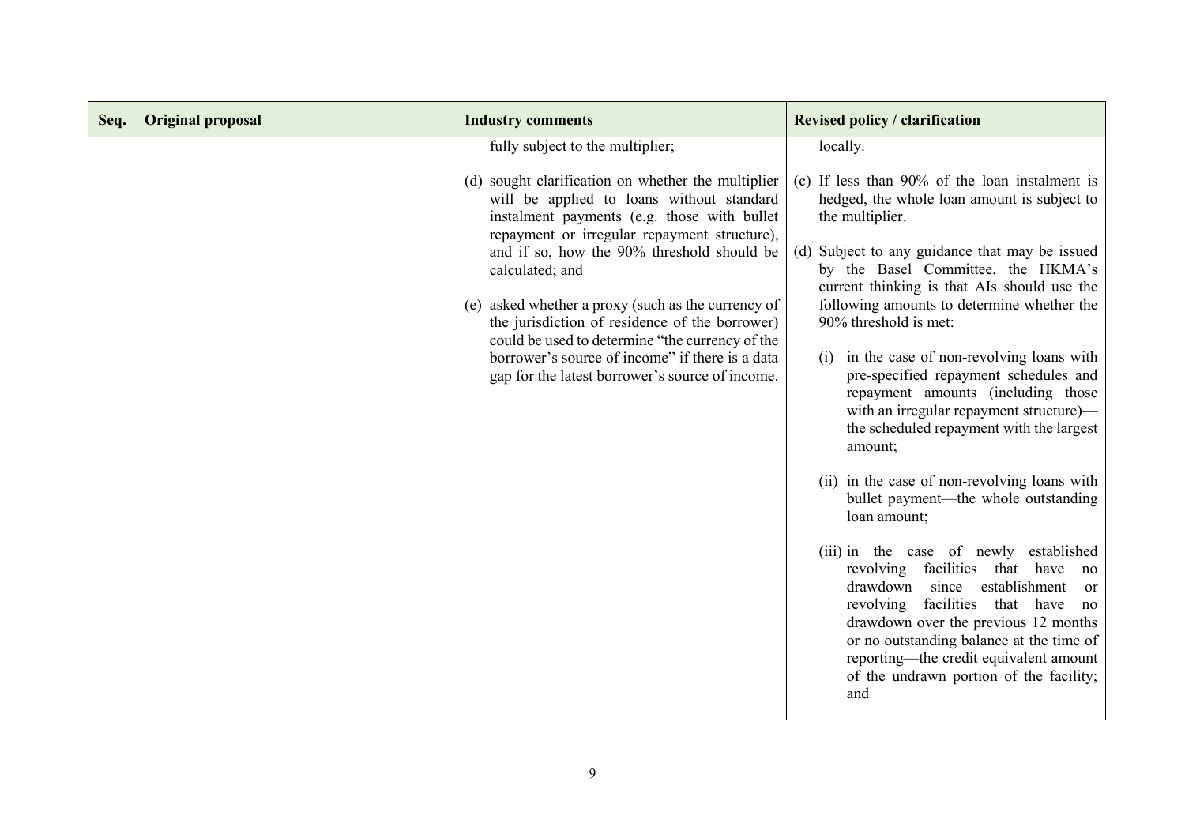| Seq. | Original proposal | Industry comments | Revised policy / clarification |
|---|---|---|---|
| | | fully subject to the multiplier;<br><br>(d) sought clarification on whether the multiplier will be applied to loans without standard instalment payments (e.g. those with bullet repayment or irregular repayment structure), and if so, how the 90% threshold should be calculated; and<br><br>(e) asked whether a proxy (such as the currency of the jurisdiction of residence of the borrower) could be used to determine "the currency of the borrower's source of income" if there is a data gap for the latest borrower's source of income. | locally.<br><br>(c) If less than 90% of the loan instalment is hedged, the whole loan amount is subject to the multiplier.<br><br>(d) Subject to any guidance that may be issued by the Basel Committee, the HKMA's current thinking is that AIs should use the following amounts to determine whether the 90% threshold is met:<br><br>(i) in the case of non-revolving loans with pre-specified repayment schedules and repayment amounts (including those with an irregular repayment structure)—the scheduled repayment with the largest amount;<br><br>(ii) in the case of non-revolving loans with bullet payment—the whole outstanding loan amount;<br><br>(iii) in the case of newly established revolving facilities that have no drawdown since establishment or revolving facilities that have no drawdown over the previous 12 months or no outstanding balance at the time of reporting—the credit equivalent amount of the undrawn portion of the facility; and |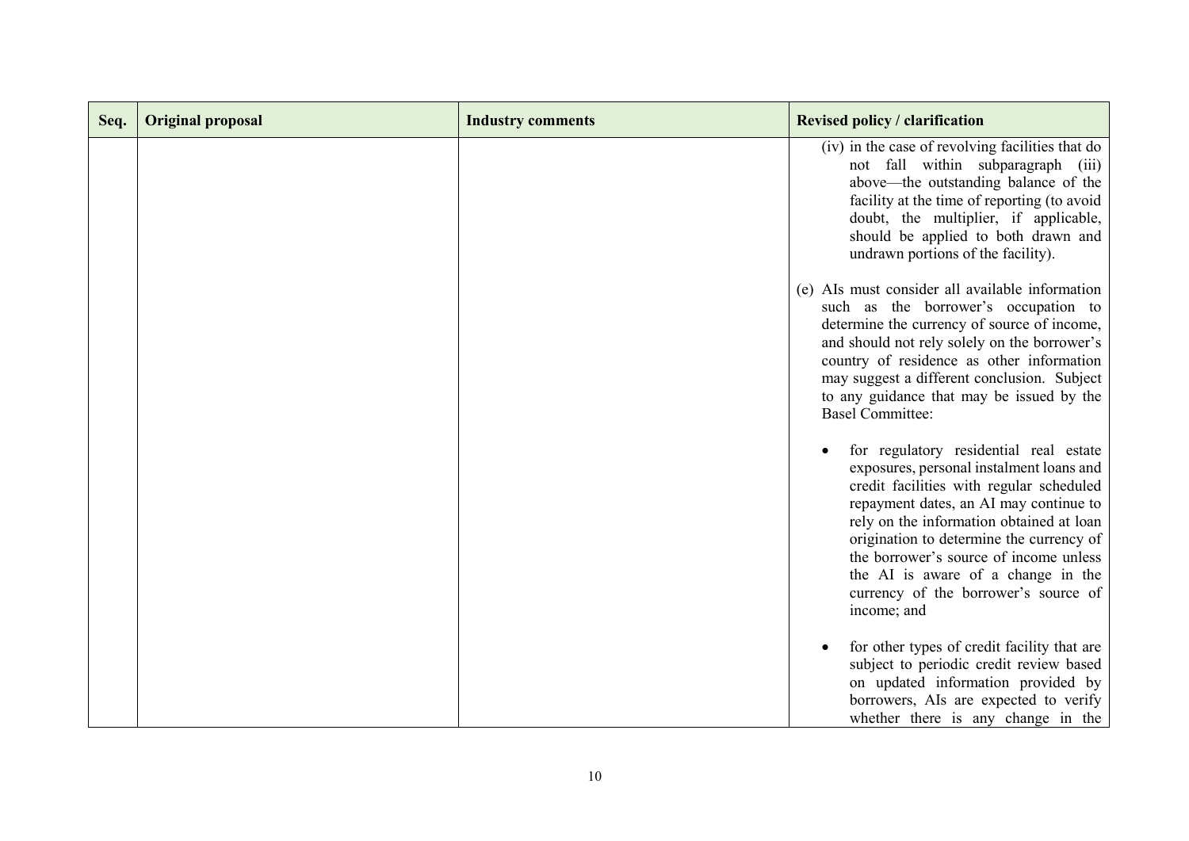| Seq. | Original proposal | Industry comments | Revised policy / clarification |
|---|---|---|---|
| | | | (iv) in the case of revolving facilities that do not fall within subparagraph (iii) above—the outstanding balance of the facility at the time of reporting (to avoid doubt, the multiplier, if applicable, should be applied to both drawn and undrawn portions of the facility).<br><br>(e) AIs must consider all available information such as the borrower's occupation to determine the currency of source of income, and should not rely solely on the borrower's country of residence as other information may suggest a different conclusion. Subject to any guidance that may be issued by the Basel Committee:<br><br>• for regulatory residential real estate exposures, personal instalment loans and credit facilities with regular scheduled repayment dates, an AI may continue to rely on the information obtained at loan origination to determine the currency of the borrower's source of income unless the AI is aware of a change in the currency of the borrower's source of income; and<br><br>• for other types of credit facility that are subject to periodic credit review based on updated information provided by borrowers, AIs are expected to verify whether there is any change in the |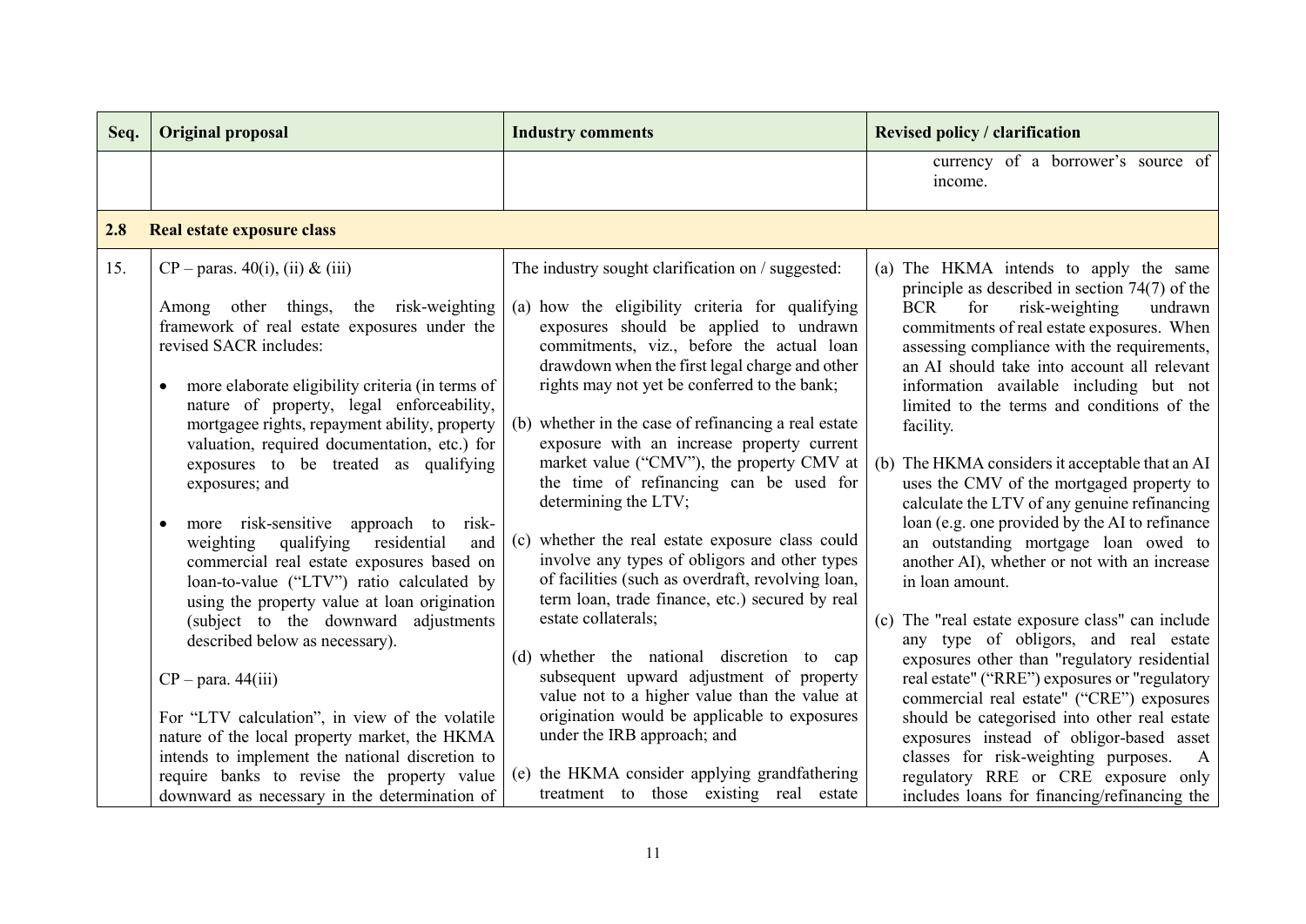| Seq. | Original proposal | Industry comments | Revised policy / clarification |
| --- | --- | --- | --- |
| | | | currency of a borrower's source of income. |
| **2.8** | **Real estate exposure class** | | |
| 15. | CP – paras. 40(i), (ii) & (iii)<br><br>Among other things, the risk-weighting framework of real estate exposures under the revised SACR includes:<br><br>• more elaborate eligibility criteria (in terms of nature of property, legal enforceability, mortgagee rights, repayment ability, property valuation, required documentation, etc.) for exposures to be treated as qualifying exposures; and<br><br>• more risk-sensitive approach to risk-weighting qualifying residential and commercial real estate exposures based on loan-to-value ("LTV") ratio calculated by using the property value at loan origination (subject to the downward adjustments described below as necessary).<br><br>CP – para. 44(iii)<br><br>For "LTV calculation", in view of the volatile nature of the local property market, the HKMA intends to implement the national discretion to require banks to revise the property value downward as necessary in the determination of | The industry sought clarification on / suggested:<br><br>(a) how the eligibility criteria for qualifying exposures should be applied to undrawn commitments, viz., before the actual loan drawdown when the first legal charge and other rights may not yet be conferred to the bank;<br><br>(b) whether in the case of refinancing a real estate exposure with an increase property current market value ("CMV"), the property CMV at the time of refinancing can be used for determining the LTV;<br><br>(c) whether the real estate exposure class could involve any types of obligors and other types of facilities (such as overdraft, revolving loan, term loan, trade finance, etc.) secured by real estate collaterals;<br><br>(d) whether the national discretion to cap subsequent upward adjustment of property value not to a higher value than the value at origination would be applicable to exposures under the IRB approach; and<br><br>(e) the HKMA consider applying grandfathering treatment to those existing real estate | (a) The HKMA intends to apply the same principle as described in section 74(7) of the BCR for risk-weighting undrawn commitments of real estate exposures. When assessing compliance with the requirements, an AI should take into account all relevant information available including but not limited to the terms and conditions of the facility.<br><br>(b) The HKMA considers it acceptable that an AI uses the CMV of the mortgaged property to calculate the LTV of any genuine refinancing loan (e.g. one provided by the AI to refinance an outstanding mortgage loan owed to another AI), whether or not with an increase in loan amount.<br><br>(c) The "real estate exposure class" can include any type of obligors, and real estate exposures other than "regulatory residential real estate" ("RRE") exposures or "regulatory commercial real estate" ("CRE") exposures should be categorised into other real estate exposures instead of obligor-based asset classes for risk-weighting purposes. A regulatory RRE or CRE exposure only includes loans for financing/refinancing the |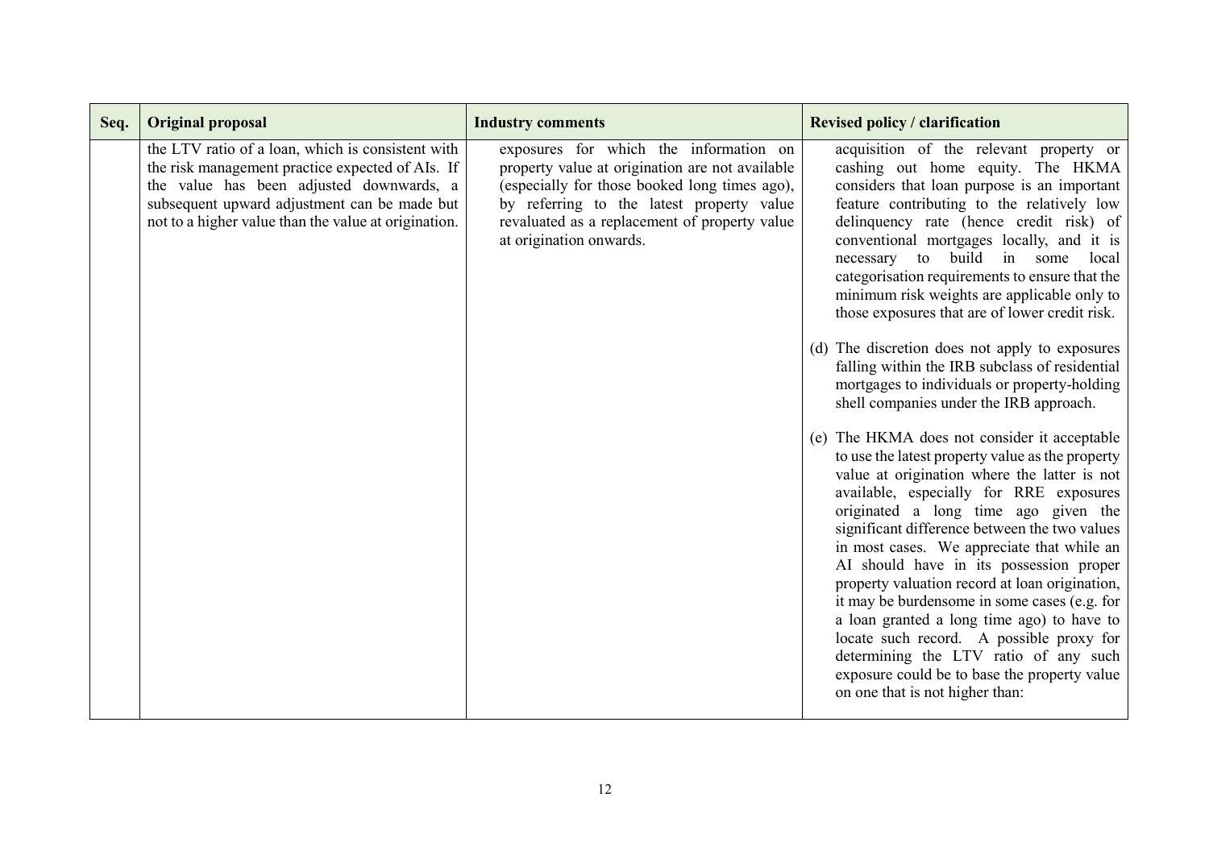| Seq. | Original proposal | Industry comments | Revised policy / clarification |
| --- | --- | --- | --- |
| | the LTV ratio of a loan, which is consistent with the risk management practice expected of AIs. If the value has been adjusted downwards, a subsequent upward adjustment can be made but not to a higher value than the value at origination. | exposures for which the information on property value at origination are not available (especially for those booked long times ago), by referring to the latest property value revaluated as a replacement of property value at origination onwards. | acquisition of the relevant property or cashing out home equity. The HKMA considers that loan purpose is an important feature contributing to the relatively low delinquency rate (hence credit risk) of conventional mortgages locally, and it is necessary to build in some local categorisation requirements to ensure that the minimum risk weights are applicable only to those exposures that are of lower credit risk.<br><br>(d) The discretion does not apply to exposures falling within the IRB subclass of residential mortgages to individuals or property-holding shell companies under the IRB approach.<br><br>(e) The HKMA does not consider it acceptable to use the latest property value as the property value at origination where the latter is not available, especially for RRE exposures originated a long time ago given the significant difference between the two values in most cases. We appreciate that while an AI should have in its possession proper property valuation record at loan origination, it may be burdensome in some cases (e.g. for a loan granted a long time ago) to have to locate such record. A possible proxy for determining the LTV ratio of any such exposure could be to base the property value on one that is not higher than: |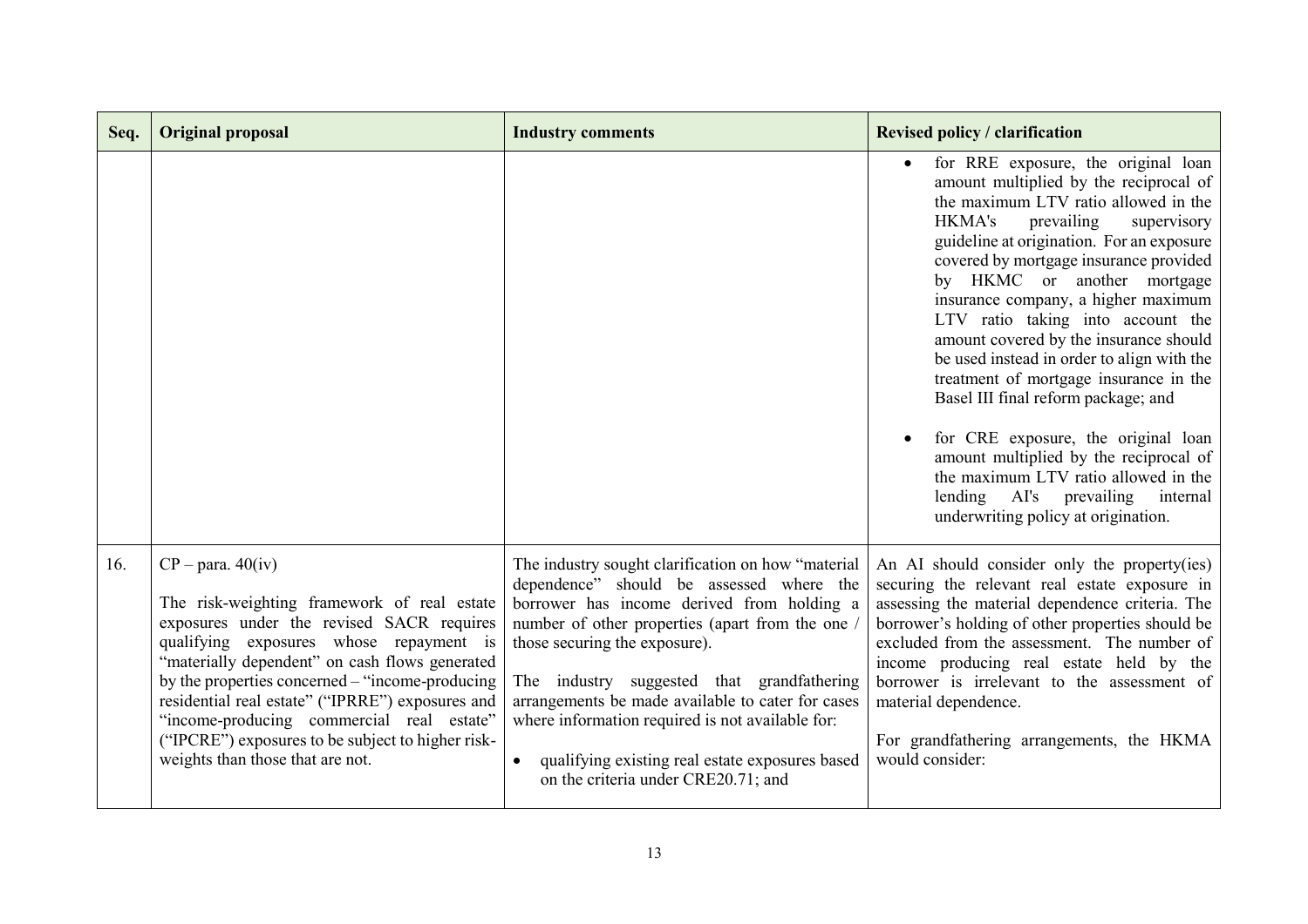| Seq. | Original proposal | Industry comments | Revised policy / clarification |
|---|---|---|---|
| | | | • for RRE exposure, the original loan amount multiplied by the reciprocal of the maximum LTV ratio allowed in the HKMA's prevailing supervisory guideline at origination. For an exposure covered by mortgage insurance provided by HKMC or another mortgage insurance company, a higher maximum LTV ratio taking into account the amount covered by the insurance should be used instead in order to align with the treatment of mortgage insurance in the Basel III final reform package; and<br><br>• for CRE exposure, the original loan amount multiplied by the reciprocal of the maximum LTV ratio allowed in the lending AI's prevailing internal underwriting policy at origination. |
| 16. | CP – para. 40(iv)<br><br>The risk-weighting framework of real estate exposures under the revised SACR requires qualifying exposures whose repayment is "materially dependent" on cash flows generated by the properties concerned – "income-producing residential real estate" ("IPRRE") exposures and "income-producing commercial real estate" ("IPCRE") exposures to be subject to higher risk-weights than those that are not. | The industry sought clarification on how "material dependence" should be assessed where the borrower has income derived from holding a number of other properties (apart from the one / those securing the exposure).<br><br>The industry suggested that grandfathering arrangements be made available to cater for cases where information required is not available for:<br><br>• qualifying existing real estate exposures based on the criteria under CRE20.71; and | An AI should consider only the property(ies) securing the relevant real estate exposure in assessing the material dependence criteria. The borrower's holding of other properties should be excluded from the assessment. The number of income producing real estate held by the borrower is irrelevant to the assessment of material dependence.<br><br>For grandfathering arrangements, the HKMA would consider: |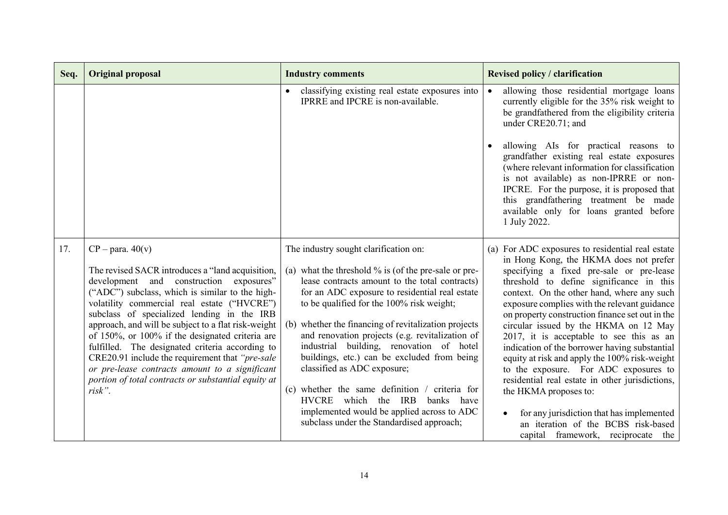| Seq. | Original proposal | Industry comments | Revised policy / clarification |
|---|---|---|---|
| | | • classifying existing real estate exposures into IPRRE and IPCRE is non-available. | • allowing those residential mortgage loans currently eligible for the 35% risk weight to be grandfathered from the eligibility criteria under CRE20.71; and<br><br>• allowing AIs for practical reasons to grandfather existing real estate exposures (where relevant information for classification is not available) as non-IPRRE or non-IPCRE. For the purpose, it is proposed that this grandfathering treatment be made available only for loans granted before 1 July 2022. |
| 17. | CP – para. 40(v)<br><br>The revised SACR introduces a "land acquisition, development and construction exposures" ("ADC") subclass, which is similar to the high-volatility commercial real estate ("HVCRE") subclass of specialized lending in the IRB approach, and will be subject to a flat risk-weight of 150%, or 100% if the designated criteria are fulfilled. The designated criteria according to CRE20.91 include the requirement that *"pre-sale or pre-lease contracts amount to a significant portion of total contracts or substantial equity at risk"*. | The industry sought clarification on:<br><br>(a) what the threshold % is (of the pre-sale or pre-lease contracts amount to the total contracts) for an ADC exposure to residential real estate to be qualified for the 100% risk weight;<br><br>(b) whether the financing of revitalization projects and renovation projects (e.g. revitalization of industrial building, renovation of hotel buildings, etc.) can be excluded from being classified as ADC exposure;<br><br>(c) whether the same definition / criteria for HVCRE which the IRB banks have implemented would be applied across to ADC subclass under the Standardised approach; | (a) For ADC exposures to residential real estate in Hong Kong, the HKMA does not prefer specifying a fixed pre-sale or pre-lease threshold to define significance in this context. On the other hand, where any such exposure complies with the relevant guidance on property construction finance set out in the circular issued by the HKMA on 12 May 2017, it is acceptable to see this as an indication of the borrower having substantial equity at risk and apply the 100% risk-weight to the exposure. For ADC exposures to residential real estate in other jurisdictions, the HKMA proposes to:<br><br>• for any jurisdiction that has implemented an iteration of the BCBS risk-based capital framework, reciprocate the |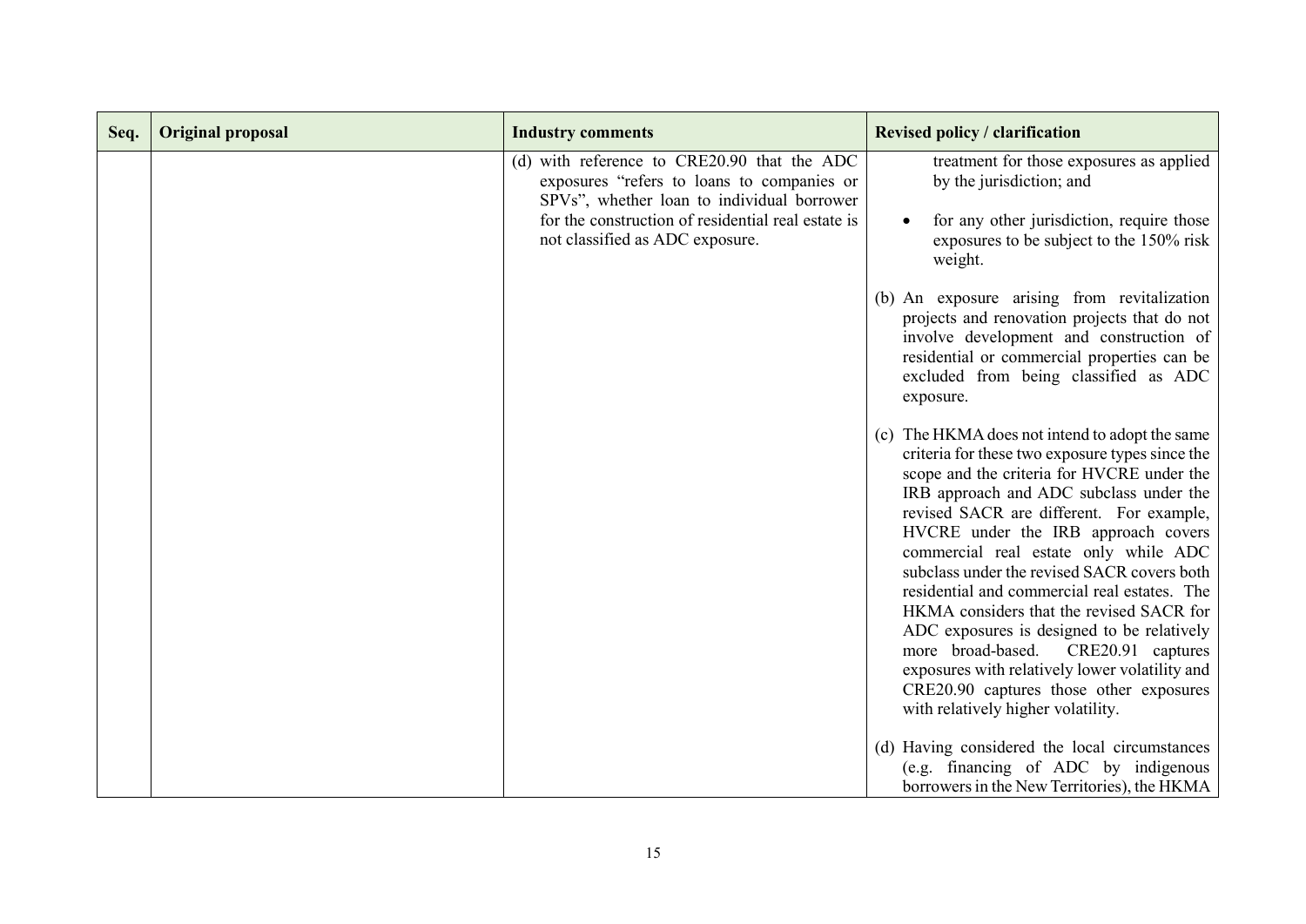| Seq. | Original proposal | Industry comments | Revised policy / clarification |
|---|---|---|---|
| | | (d) with reference to CRE20.90 that the ADC exposures "refers to loans to companies or SPVs", whether loan to individual borrower for the construction of residential real estate is not classified as ADC exposure. | treatment for those exposures as applied by the jurisdiction; and<br><br>• for any other jurisdiction, require those exposures to be subject to the 150% risk weight.<br><br>(b) An exposure arising from revitalization projects and renovation projects that do not involve development and construction of residential or commercial properties can be excluded from being classified as ADC exposure.<br><br>(c) The HKMA does not intend to adopt the same criteria for these two exposure types since the scope and the criteria for HVCRE under the IRB approach and ADC subclass under the revised SACR are different. For example, HVCRE under the IRB approach covers commercial real estate only while ADC subclass under the revised SACR covers both residential and commercial real estates. The HKMA considers that the revised SACR for ADC exposures is designed to be relatively more broad-based. CRE20.91 captures exposures with relatively lower volatility and CRE20.90 captures those other exposures with relatively higher volatility.<br><br>(d) Having considered the local circumstances (e.g. financing of ADC by indigenous borrowers in the New Territories), the HKMA |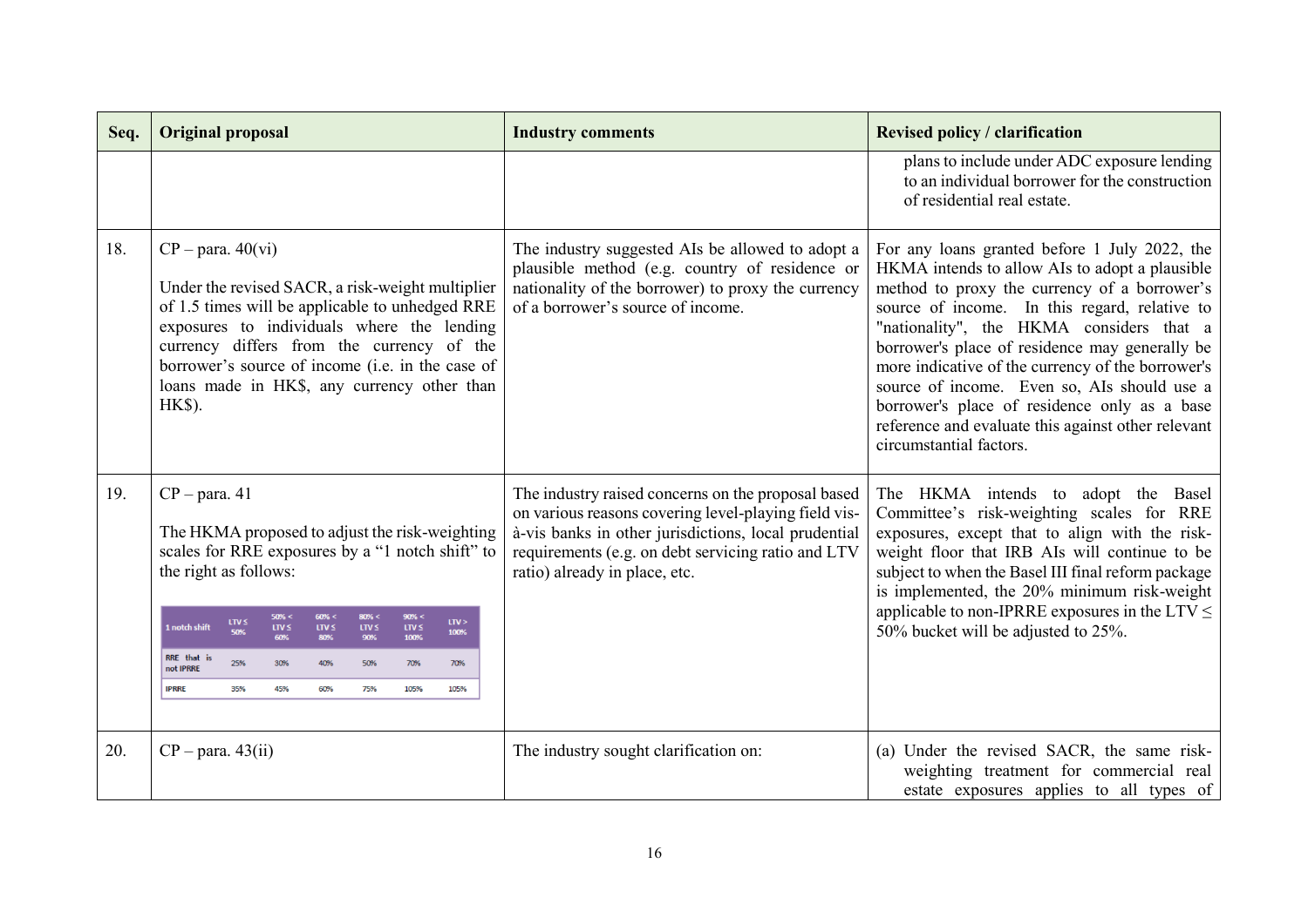| Seq. | Original proposal | Industry comments | Revised policy / clarification |
|---|---|---|---|
| | | | plans to include under ADC exposure lending to an individual borrower for the construction of residential real estate. |
| 18. | CP – para. 40(vi)<br><br>Under the revised SACR, a risk-weight multiplier of 1.5 times will be applicable to unhedged RRE exposures to individuals where the lending currency differs from the currency of the borrower's source of income (i.e. in the case of loans made in HK$, any currency other than HK$). | The industry suggested AIs be allowed to adopt a plausible method (e.g. country of residence or nationality of the borrower) to proxy the currency of a borrower's source of income. | For any loans granted before 1 July 2022, the HKMA intends to allow AIs to adopt a plausible method to proxy the currency of a borrower's source of income. In this regard, relative to "nationality", the HKMA considers that a borrower's place of residence may generally be more indicative of the currency of the borrower's source of income. Even so, AIs should use a borrower's place of residence only as a base reference and evaluate this against other relevant circumstantial factors. |
| 19. | CP – para. 41<br><br>The HKMA proposed to adjust the risk-weighting scales for RRE exposures by a "1 notch shift" to the right as follows:<br><br>1 notch shift \| LTV ≤ 50% \| 50% < LTV ≤ 60% \| 60% < LTV ≤ 80% \| 80% < LTV ≤ 90% \| 90% < LTV ≤ 100% \| LTV > 100%<br>RRE that is not IPRRE \| 25% \| 30% \| 40% \| 50% \| 70% \| 70%<br>IPRRE \| 35% \| 45% \| 60% \| 75% \| 105% \| 105% | The industry raised concerns on the proposal based on various reasons covering level-playing field vis-à-vis banks in other jurisdictions, local prudential requirements (e.g. on debt servicing ratio and LTV ratio) already in place, etc. | The HKMA intends to adopt the Basel Committee's risk-weighting scales for RRE exposures, except that to align with the risk-weight floor that IRB AIs will continue to be subject to when the Basel III final reform package is implemented, the 20% minimum risk-weight applicable to non-IPRRE exposures in the LTV ≤ 50% bucket will be adjusted to 25%. |
| 20. | CP – para. 43(ii) | The industry sought clarification on: | (a) Under the revised SACR, the same risk-weighting treatment for commercial real estate exposures applies to all types of |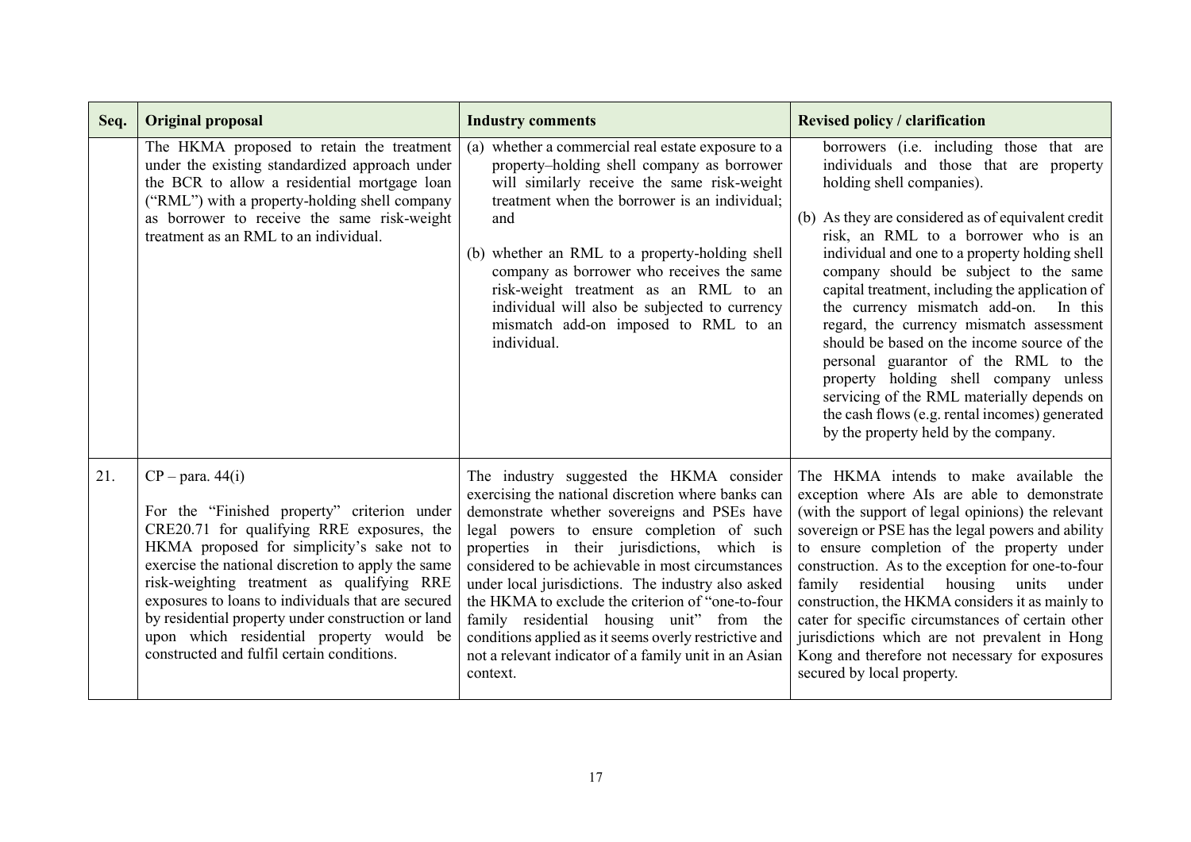| Seq. | Original proposal | Industry comments | Revised policy / clarification |
|---|---|---|---|
| | The HKMA proposed to retain the treatment under the existing standardized approach under the BCR to allow a residential mortgage loan ("RML") with a property-holding shell company as borrower to receive the same risk-weight treatment as an RML to an individual. | (a) whether a commercial real estate exposure to a property–holding shell company as borrower will similarly receive the same risk-weight treatment when the borrower is an individual; and<br><br>(b) whether an RML to a property-holding shell company as borrower who receives the same risk-weight treatment as an RML to an individual will also be subjected to currency mismatch add-on imposed to RML to an individual. | borrowers (i.e. including those that are individuals and those that are property holding shell companies).<br><br>(b) As they are considered as of equivalent credit risk, an RML to a borrower who is an individual and one to a property holding shell company should be subject to the same capital treatment, including the application of the currency mismatch add-on. In this regard, the currency mismatch assessment should be based on the income source of the personal guarantor of the RML to the property holding shell company unless servicing of the RML materially depends on the cash flows (e.g. rental incomes) generated by the property held by the company. |
| 21. | CP – para. 44(i)<br><br>For the "Finished property" criterion under CRE20.71 for qualifying RRE exposures, the HKMA proposed for simplicity's sake not to exercise the national discretion to apply the same risk-weighting treatment as qualifying RRE exposures to loans to individuals that are secured by residential property under construction or land upon which residential property would be constructed and fulfil certain conditions. | The industry suggested the HKMA consider exercising the national discretion where banks can demonstrate whether sovereigns and PSEs have legal powers to ensure completion of such properties in their jurisdictions, which is considered to be achievable in most circumstances under local jurisdictions. The industry also asked the HKMA to exclude the criterion of "one-to-four family residential housing unit" from the conditions applied as it seems overly restrictive and not a relevant indicator of a family unit in an Asian context. | The HKMA intends to make available the exception where AIs are able to demonstrate (with the support of legal opinions) the relevant sovereign or PSE has the legal powers and ability to ensure completion of the property under construction. As to the exception for one-to-four family residential housing units under construction, the HKMA considers it as mainly to cater for specific circumstances of certain other jurisdictions which are not prevalent in Hong Kong and therefore not necessary for exposures secured by local property. |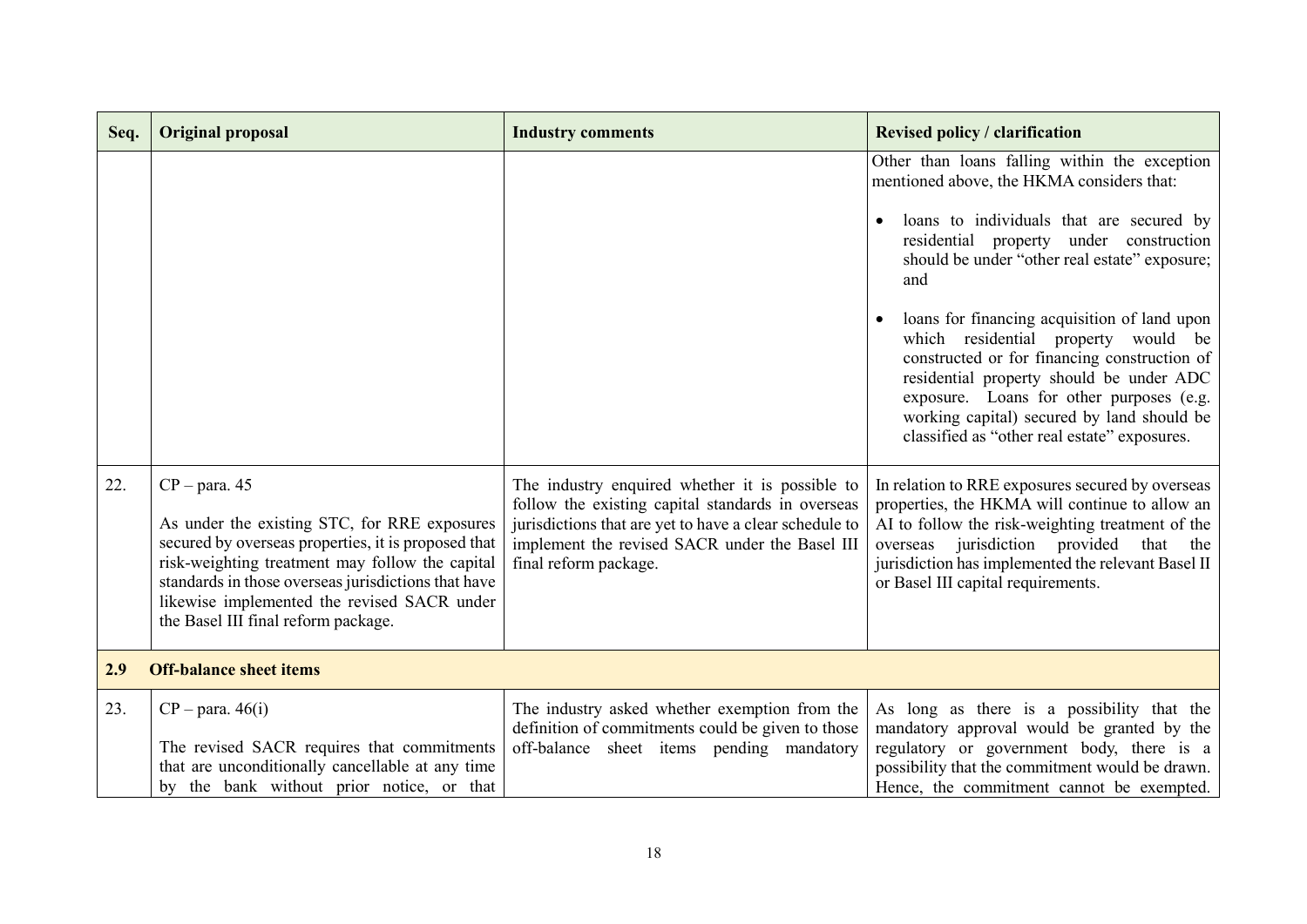| Seq. | Original proposal | Industry comments | Revised policy / clarification |
|---|---|---|---|
| | | | Other than loans falling within the exception mentioned above, the HKMA considers that:<br><br>• loans to individuals that are secured by residential property under construction should be under "other real estate" exposure; and<br><br>• loans for financing acquisition of land upon which residential property would be constructed or for financing construction of residential property should be under ADC exposure. Loans for other purposes (e.g. working capital) secured by land should be classified as "other real estate" exposures. |
| 22. | CP – para. 45<br><br>As under the existing STC, for RRE exposures secured by overseas properties, it is proposed that risk-weighting treatment may follow the capital standards in those overseas jurisdictions that have likewise implemented the revised SACR under the Basel III final reform package. | The industry enquired whether it is possible to follow the existing capital standards in overseas jurisdictions that are yet to have a clear schedule to implement the revised SACR under the Basel III final reform package. | In relation to RRE exposures secured by overseas properties, the HKMA will continue to allow an AI to follow the risk-weighting treatment of the overseas jurisdiction provided that the jurisdiction has implemented the relevant Basel II or Basel III capital requirements. |
| **2.9** | **Off-balance sheet items** | | |
| 23. | CP – para. 46(i)<br><br>The revised SACR requires that commitments that are unconditionally cancellable at any time by the bank without prior notice, or that | The industry asked whether exemption from the definition of commitments could be given to those off-balance sheet items pending mandatory | As long as there is a possibility that the mandatory approval would be granted by the regulatory or government body, there is a possibility that the commitment would be drawn. Hence, the commitment cannot be exempted. |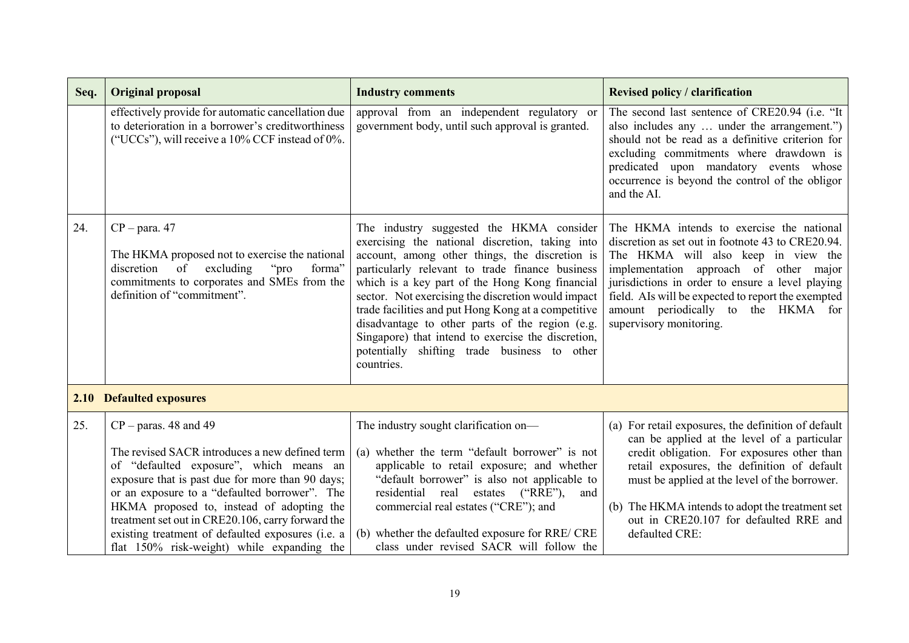| Seq. | Original proposal | Industry comments | Revised policy / clarification |
|---|---|---|---|
| | effectively provide for automatic cancellation due to deterioration in a borrower's creditworthiness ("UCCs"), will receive a 10% CCF instead of 0%. | approval from an independent regulatory or government body, until such approval is granted. | The second last sentence of CRE20.94 (i.e. "It also includes any … under the arrangement.") should not be read as a definitive criterion for excluding commitments where drawdown is predicated upon mandatory events whose occurrence is beyond the control of the obligor and the AI. |
| 24. | CP – para. 47<br><br>The HKMA proposed not to exercise the national discretion of excluding "pro forma" commitments to corporates and SMEs from the definition of "commitment". | The industry suggested the HKMA consider exercising the national discretion, taking into account, among other things, the discretion is particularly relevant to trade finance business which is a key part of the Hong Kong financial sector. Not exercising the discretion would impact trade facilities and put Hong Kong at a competitive disadvantage to other parts of the region (e.g. Singapore) that intend to exercise the discretion, potentially shifting trade business to other countries. | The HKMA intends to exercise the national discretion as set out in footnote 43 to CRE20.94. The HKMA will also keep in view the implementation approach of other major jurisdictions in order to ensure a level playing field. AIs will be expected to report the exempted amount periodically to the HKMA for supervisory monitoring. |
| **2.10** | **Defaulted exposures** | | |
| 25. | CP – paras. 48 and 49<br><br>The revised SACR introduces a new defined term of "defaulted exposure", which means an exposure that is past due for more than 90 days; or an exposure to a "defaulted borrower". The HKMA proposed to, instead of adopting the treatment set out in CRE20.106, carry forward the existing treatment of defaulted exposures (i.e. a flat 150% risk-weight) while expanding the | The industry sought clarification on—<br><br>(a) whether the term "default borrower" is not applicable to retail exposure; and whether "default borrower" is also not applicable to residential real estates ("RRE"), and commercial real estates ("CRE"); and<br><br>(b) whether the defaulted exposure for RRE/ CRE class under revised SACR will follow the | (a) For retail exposures, the definition of default can be applied at the level of a particular credit obligation. For exposures other than retail exposures, the definition of default must be applied at the level of the borrower.<br><br>(b) The HKMA intends to adopt the treatment set out in CRE20.107 for defaulted RRE and defaulted CRE: |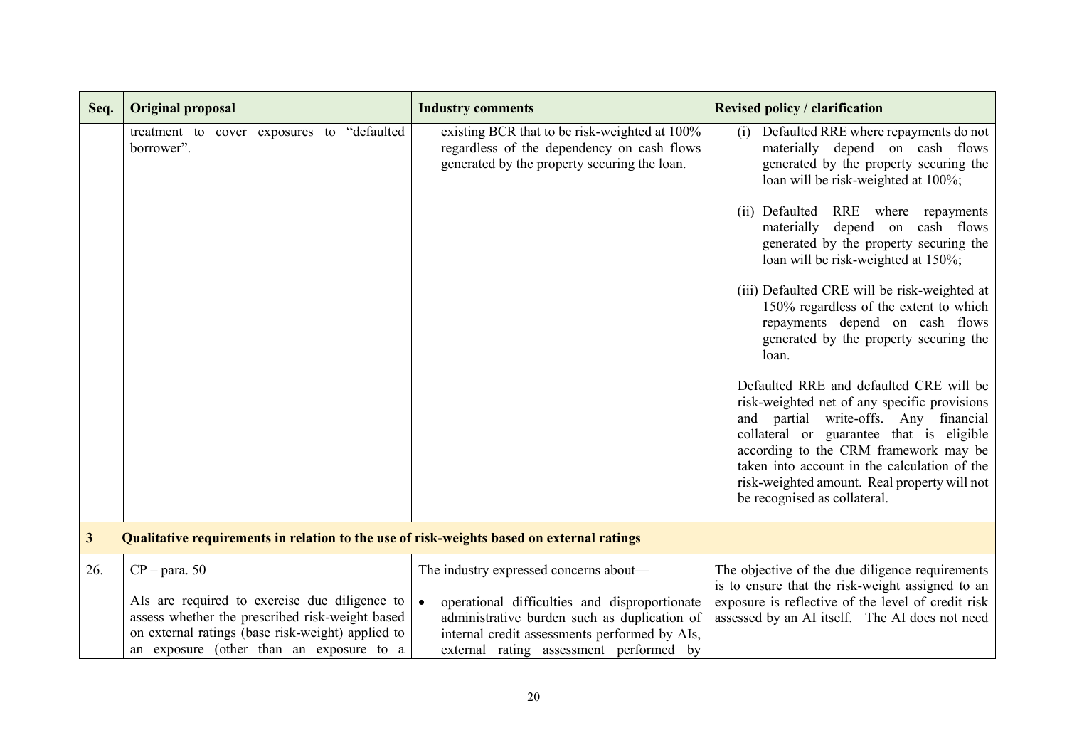| Seq. | Original proposal | Industry comments | Revised policy / clarification |
|---|---|---|---|
| | treatment to cover exposures to "defaulted borrower". | existing BCR that to be risk-weighted at 100% regardless of the dependency on cash flows generated by the property securing the loan. | (i) Defaulted RRE where repayments do not materially depend on cash flows generated by the property securing the loan will be risk-weighted at 100%;<br><br>(ii) Defaulted RRE where repayments materially depend on cash flows generated by the property securing the loan will be risk-weighted at 150%;<br><br>(iii) Defaulted CRE will be risk-weighted at 150% regardless of the extent to which repayments depend on cash flows generated by the property securing the loan.<br><br>Defaulted RRE and defaulted CRE will be risk-weighted net of any specific provisions and partial write-offs. Any financial collateral or guarantee that is eligible according to the CRM framework may be taken into account in the calculation of the risk-weighted amount. Real property will not be recognised as collateral. |
| **3** | **Qualitative requirements in relation to the use of risk-weights based on external ratings** | | |
| 26. | CP – para. 50<br><br>AIs are required to exercise due diligence to assess whether the prescribed risk-weight based on external ratings (base risk-weight) applied to an exposure (other than an exposure to a | The industry expressed concerns about—<br><br>• operational difficulties and disproportionate administrative burden such as duplication of internal credit assessments performed by AIs, external rating assessment performed by | The objective of the due diligence requirements is to ensure that the risk-weight assigned to an exposure is reflective of the level of credit risk assessed by an AI itself. The AI does not need |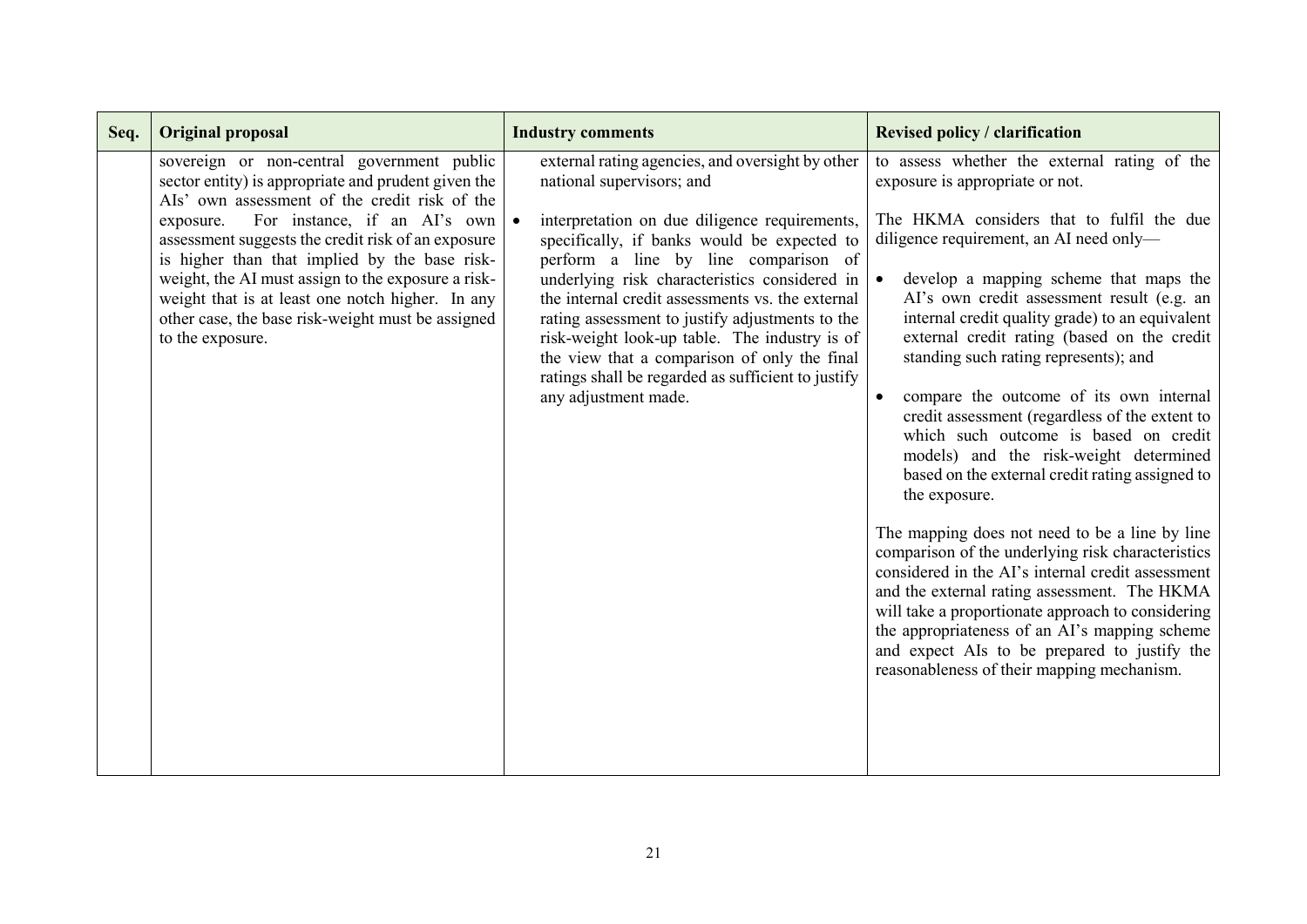| Seq. | Original proposal | Industry comments | Revised policy / clarification |
| --- | --- | --- | --- |
| | sovereign or non-central government public sector entity) is appropriate and prudent given the AIs' own assessment of the credit risk of the exposure. For instance, if an AI's own assessment suggests the credit risk of an exposure is higher than that implied by the base risk-weight, the AI must assign to the exposure a risk-weight that is at least one notch higher. In any other case, the base risk-weight must be assigned to the exposure. | external rating agencies, and oversight by other national supervisors; and<br><br>• interpretation on due diligence requirements, specifically, if banks would be expected to perform a line by line comparison of underlying risk characteristics considered in the internal credit assessments vs. the external rating assessment to justify adjustments to the risk-weight look-up table. The industry is of the view that a comparison of only the final ratings shall be regarded as sufficient to justify any adjustment made. | to assess whether the external rating of the exposure is appropriate or not.<br><br>The HKMA considers that to fulfil the due diligence requirement, an AI need only—<br><br>• develop a mapping scheme that maps the AI's own credit assessment result (e.g. an internal credit quality grade) to an equivalent external credit rating (based on the credit standing such rating represents); and<br><br>• compare the outcome of its own internal credit assessment (regardless of the extent to which such outcome is based on credit models) and the risk-weight determined based on the external credit rating assigned to the exposure.<br><br>The mapping does not need to be a line by line comparison of the underlying risk characteristics considered in the AI's internal credit assessment and the external rating assessment. The HKMA will take a proportionate approach to considering the appropriateness of an AI's mapping scheme and expect AIs to be prepared to justify the reasonableness of their mapping mechanism. |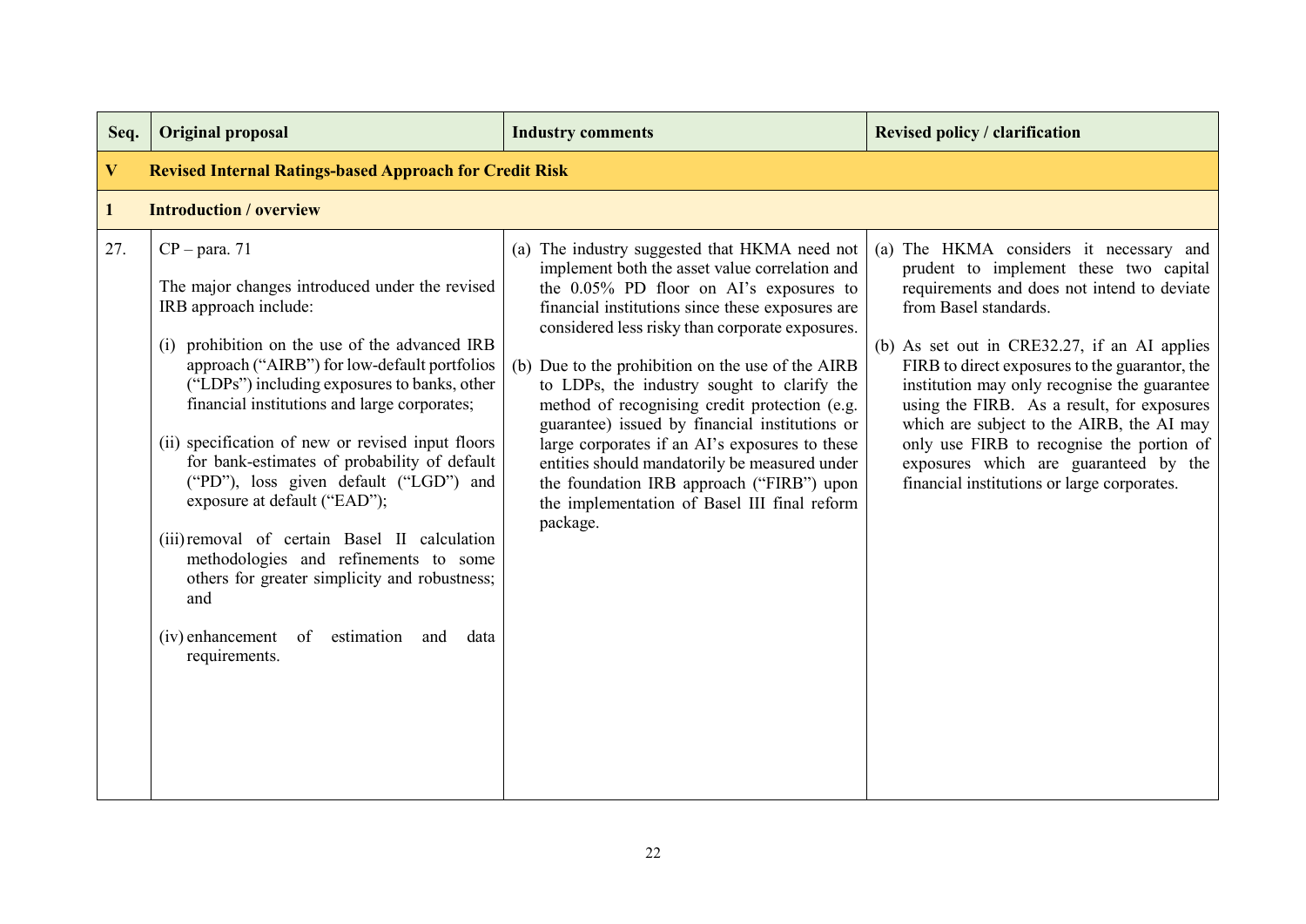| Seq. | Original proposal | Industry comments | Revised policy / clarification |
|---|---|---|---|
| **V** | **Revised Internal Ratings-based Approach for Credit Risk** | | |
| **1** | **Introduction / overview** | | |
| 27. | CP – para. 71<br><br>The major changes introduced under the revised IRB approach include:<br><br>(i) prohibition on the use of the advanced IRB approach ("AIRB") for low-default portfolios ("LDPs") including exposures to banks, other financial institutions and large corporates;<br><br>(ii) specification of new or revised input floors for bank-estimates of probability of default ("PD"), loss given default ("LGD") and exposure at default ("EAD");<br><br>(iii) removal of certain Basel II calculation methodologies and refinements to some others for greater simplicity and robustness; and<br><br>(iv) enhancement of estimation and data requirements. | (a) The industry suggested that HKMA need not implement both the asset value correlation and the 0.05% PD floor on AI's exposures to financial institutions since these exposures are considered less risky than corporate exposures.<br><br>(b) Due to the prohibition on the use of the AIRB to LDPs, the industry sought to clarify the method of recognising credit protection (e.g. guarantee) issued by financial institutions or large corporates if an AI's exposures to these entities should mandatorily be measured under the foundation IRB approach ("FIRB") upon the implementation of Basel III final reform package. | (a) The HKMA considers it necessary and prudent to implement these two capital requirements and does not intend to deviate from Basel standards.<br><br>(b) As set out in CRE32.27, if an AI applies FIRB to direct exposures to the guarantor, the institution may only recognise the guarantee using the FIRB. As a result, for exposures which are subject to the AIRB, the AI may only use FIRB to recognise the portion of exposures which are guaranteed by the financial institutions or large corporates. |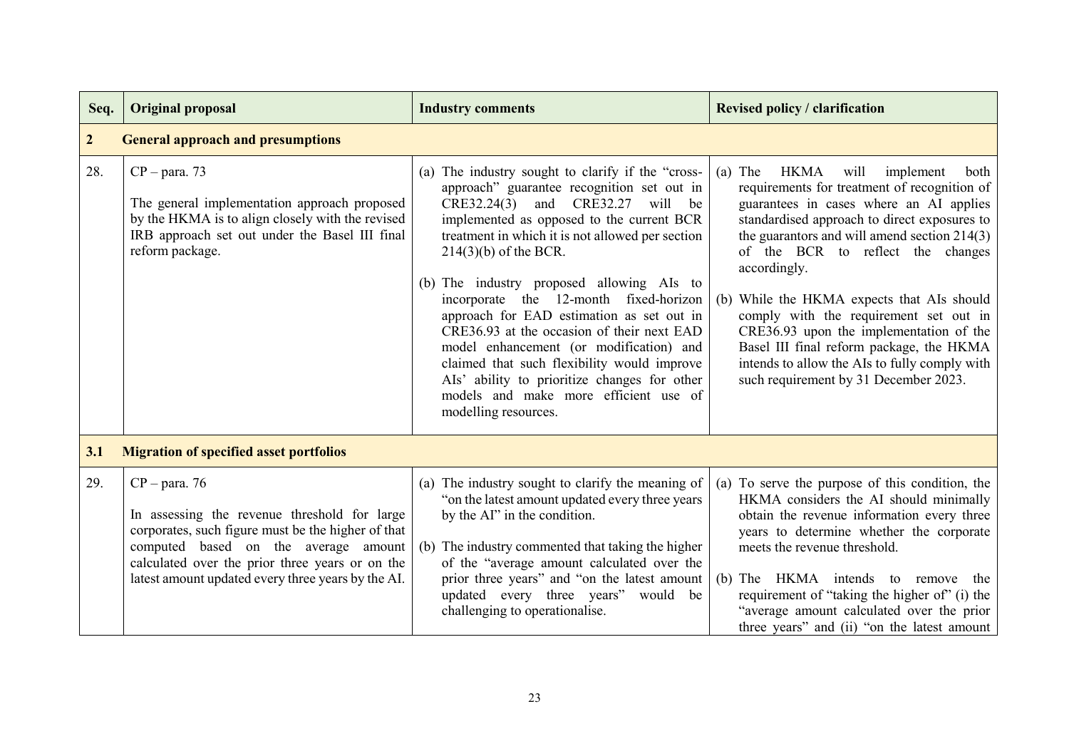| Seq. | Original proposal | Industry comments | Revised policy / clarification |
|---|---|---|---|
| **2** | **General approach and presumptions** | | |
| 28. | CP – para. 73<br><br>The general implementation approach proposed by the HKMA is to align closely with the revised IRB approach set out under the Basel III final reform package. | (a) The industry sought to clarify if the "cross-approach" guarantee recognition set out in CRE32.24(3) and CRE32.27 will be implemented as opposed to the current BCR treatment in which it is not allowed per section 214(3)(b) of the BCR.<br><br>(b) The industry proposed allowing AIs to incorporate the 12-month fixed-horizon approach for EAD estimation as set out in CRE36.93 at the occasion of their next EAD model enhancement (or modification) and claimed that such flexibility would improve AIs' ability to prioritize changes for other models and make more efficient use of modelling resources. | (a) The HKMA will implement both requirements for treatment of recognition of guarantees in cases where an AI applies standardised approach to direct exposures to the guarantors and will amend section 214(3) of the BCR to reflect the changes accordingly.<br><br>(b) While the HKMA expects that AIs should comply with the requirement set out in CRE36.93 upon the implementation of the Basel III final reform package, the HKMA intends to allow the AIs to fully comply with such requirement by 31 December 2023. |
| **3.1** | **Migration of specified asset portfolios** | | |
| 29. | CP – para. 76<br><br>In assessing the revenue threshold for large corporates, such figure must be the higher of that computed based on the average amount calculated over the prior three years or on the latest amount updated every three years by the AI. | (a) The industry sought to clarify the meaning of "on the latest amount updated every three years by the AI" in the condition.<br><br>(b) The industry commented that taking the higher of the "average amount calculated over the prior three years" and "on the latest amount updated every three years" would be challenging to operationalise. | (a) To serve the purpose of this condition, the HKMA considers the AI should minimally obtain the revenue information every three years to determine whether the corporate meets the revenue threshold.<br><br>(b) The HKMA intends to remove the requirement of "taking the higher of" (i) the "average amount calculated over the prior three years" and (ii) "on the latest amount |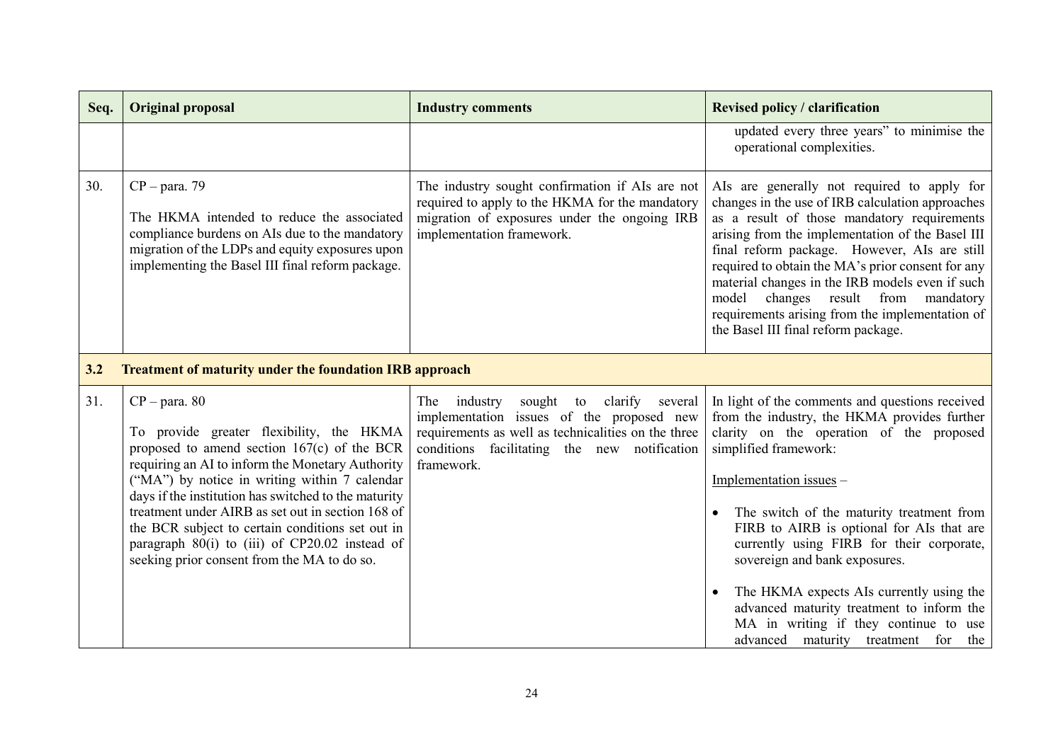| Seq. | Original proposal | Industry comments | Revised policy / clarification |
|---|---|---|---|
| | | | updated every three years" to minimise the operational complexities. |
| 30. | CP – para. 79<br><br>The HKMA intended to reduce the associated compliance burdens on AIs due to the mandatory migration of the LDPs and equity exposures upon implementing the Basel III final reform package. | The industry sought confirmation if AIs are not required to apply to the HKMA for the mandatory migration of exposures under the ongoing IRB implementation framework. | AIs are generally not required to apply for changes in the use of IRB calculation approaches as a result of those mandatory requirements arising from the implementation of the Basel III final reform package. However, AIs are still required to obtain the MA's prior consent for any material changes in the IRB models even if such model changes result from mandatory requirements arising from the implementation of the Basel III final reform package. |
| **3.2** | **Treatment of maturity under the foundation IRB approach** | | |
| 31. | CP – para. 80<br><br>To provide greater flexibility, the HKMA proposed to amend section 167(c) of the BCR requiring an AI to inform the Monetary Authority ("MA") by notice in writing within 7 calendar days if the institution has switched to the maturity treatment under AIRB as set out in section 168 of the BCR subject to certain conditions set out in paragraph 80(i) to (iii) of CP20.02 instead of seeking prior consent from the MA to do so. | The industry sought to clarify several implementation issues of the proposed new requirements as well as technicalities on the three conditions facilitating the new notification framework. | In light of the comments and questions received from the industry, the HKMA provides further clarity on the operation of the proposed simplified framework:<br><br>Implementation issues –<br><br>• The switch of the maturity treatment from FIRB to AIRB is optional for AIs that are currently using FIRB for their corporate, sovereign and bank exposures.<br><br>• The HKMA expects AIs currently using the advanced maturity treatment to inform the MA in writing if they continue to use advanced maturity treatment for the |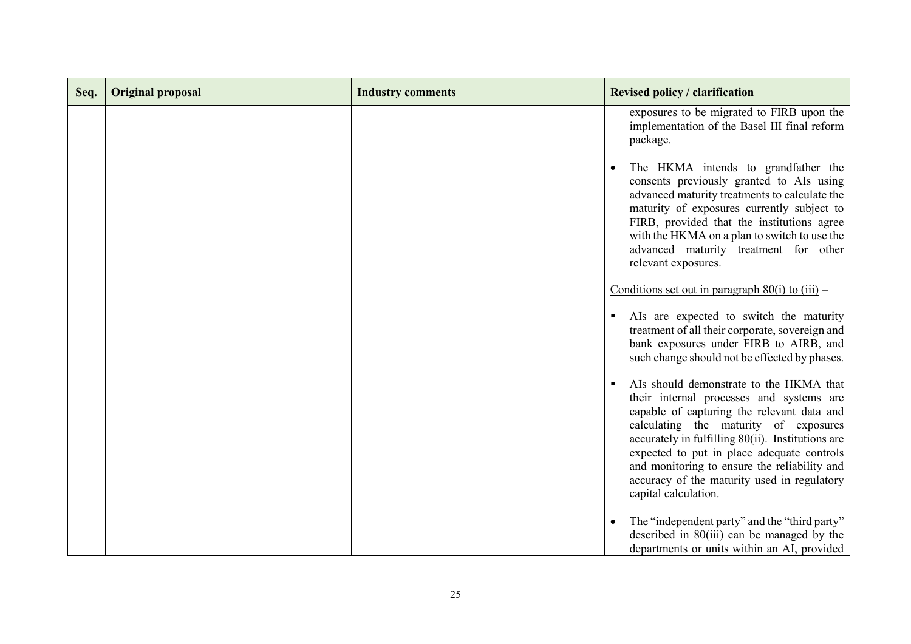| Seq. | Original proposal | Industry comments | Revised policy / clarification |
|---|---|---|---|
| | | | exposures to be migrated to FIRB upon the implementation of the Basel III final reform package.<br><br>• The HKMA intends to grandfather the consents previously granted to AIs using advanced maturity treatments to calculate the maturity of exposures currently subject to FIRB, provided that the institutions agree with the HKMA on a plan to switch to use the advanced maturity treatment for other relevant exposures.<br><br><u>Conditions set out in paragraph 80(i) to (iii)</u> –<br><br>▪ AIs are expected to switch the maturity treatment of all their corporate, sovereign and bank exposures under FIRB to AIRB, and such change should not be effected by phases.<br><br>▪ AIs should demonstrate to the HKMA that their internal processes and systems are capable of capturing the relevant data and calculating the maturity of exposures accurately in fulfilling 80(ii). Institutions are expected to put in place adequate controls and monitoring to ensure the reliability and accuracy of the maturity used in regulatory capital calculation.<br><br>• The "independent party" and the "third party" described in 80(iii) can be managed by the departments or units within an AI, provided |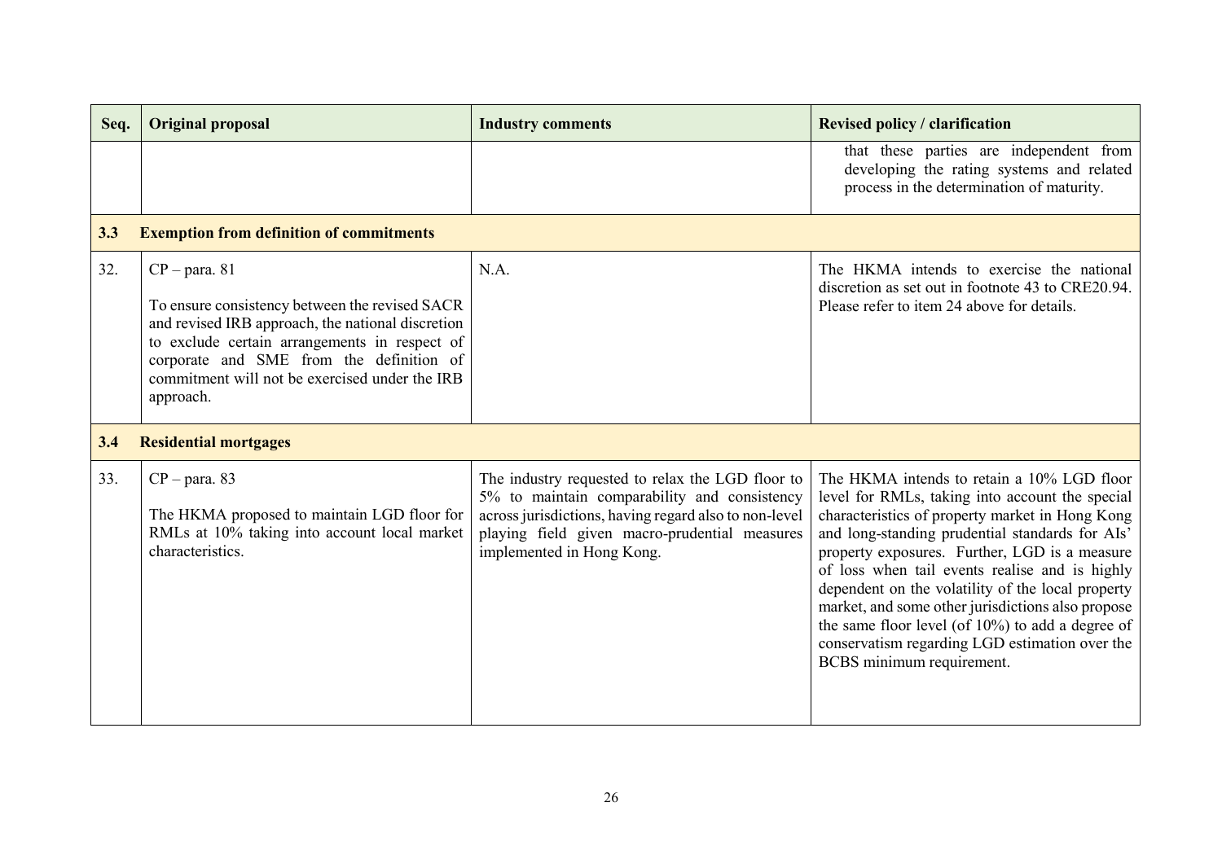| Seq. | Original proposal | Industry comments | Revised policy / clarification |
|---|---|---|---|
| | | | that these parties are independent from developing the rating systems and related process in the determination of maturity. |
| **3.3** | **Exemption from definition of commitments** | | |
| 32. | CP – para. 81<br><br>To ensure consistency between the revised SACR and revised IRB approach, the national discretion to exclude certain arrangements in respect of corporate and SME from the definition of commitment will not be exercised under the IRB approach. | N.A. | The HKMA intends to exercise the national discretion as set out in footnote 43 to CRE20.94. Please refer to item 24 above for details. |
| **3.4** | **Residential mortgages** | | |
| 33. | CP – para. 83<br><br>The HKMA proposed to maintain LGD floor for RMLs at 10% taking into account local market characteristics. | The industry requested to relax the LGD floor to 5% to maintain comparability and consistency across jurisdictions, having regard also to non-level playing field given macro-prudential measures implemented in Hong Kong. | The HKMA intends to retain a 10% LGD floor level for RMLs, taking into account the special characteristics of property market in Hong Kong and long-standing prudential standards for AIs' property exposures. Further, LGD is a measure of loss when tail events realise and is highly dependent on the volatility of the local property market, and some other jurisdictions also propose the same floor level (of 10%) to add a degree of conservatism regarding LGD estimation over the BCBS minimum requirement. |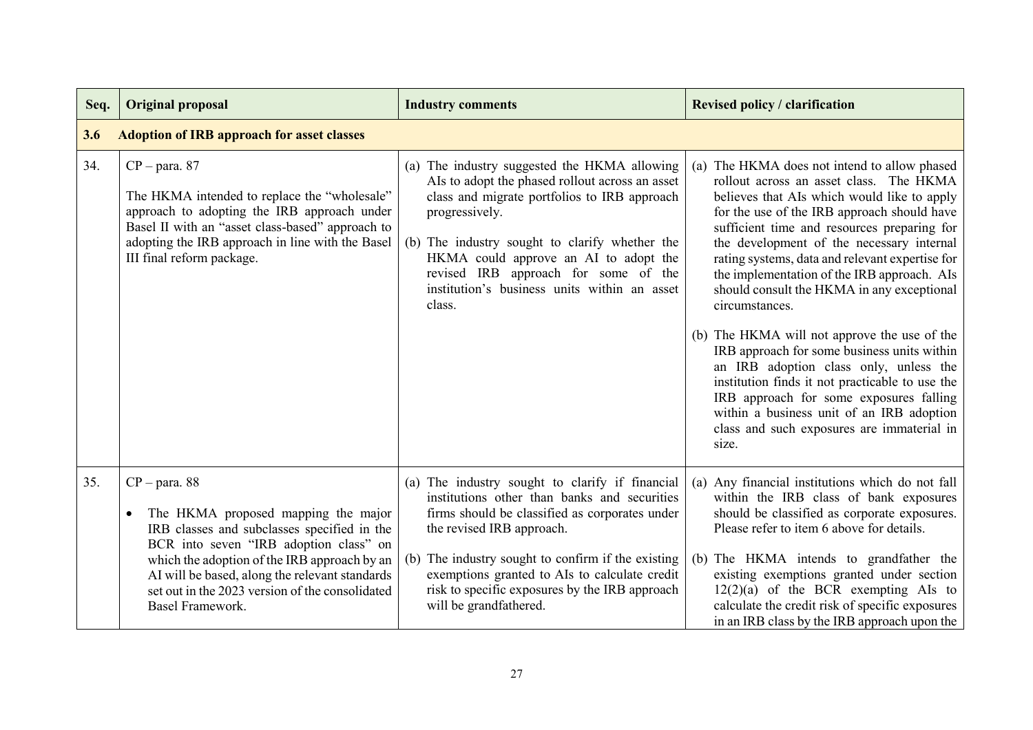| Seq. | Original proposal | Industry comments | Revised policy / clarification |
|---|---|---|---|
| **3.6** | **Adoption of IRB approach for asset classes** | | |
| 34. | CP – para. 87<br><br>The HKMA intended to replace the "wholesale" approach to adopting the IRB approach under Basel II with an "asset class-based" approach to adopting the IRB approach in line with the Basel III final reform package. | (a) The industry suggested the HKMA allowing AIs to adopt the phased rollout across an asset class and migrate portfolios to IRB approach progressively.<br><br>(b) The industry sought to clarify whether the HKMA could approve an AI to adopt the revised IRB approach for some of the institution's business units within an asset class. | (a) The HKMA does not intend to allow phased rollout across an asset class. The HKMA believes that AIs which would like to apply for the use of the IRB approach should have sufficient time and resources preparing for the development of the necessary internal rating systems, data and relevant expertise for the implementation of the IRB approach. AIs should consult the HKMA in any exceptional circumstances.<br><br>(b) The HKMA will not approve the use of the IRB approach for some business units within an IRB adoption class only, unless the institution finds it not practicable to use the IRB approach for some exposures falling within a business unit of an IRB adoption class and such exposures are immaterial in size. |
| 35. | CP – para. 88<br><br>• The HKMA proposed mapping the major IRB classes and subclasses specified in the BCR into seven "IRB adoption class" on which the adoption of the IRB approach by an AI will be based, along the relevant standards set out in the 2023 version of the consolidated Basel Framework. | (a) The industry sought to clarify if financial institutions other than banks and securities firms should be classified as corporates under the revised IRB approach.<br><br>(b) The industry sought to confirm if the existing exemptions granted to AIs to calculate credit risk to specific exposures by the IRB approach will be grandfathered. | (a) Any financial institutions which do not fall within the IRB class of bank exposures should be classified as corporate exposures. Please refer to item 6 above for details.<br><br>(b) The HKMA intends to grandfather the existing exemptions granted under section 12(2)(a) of the BCR exempting AIs to calculate the credit risk of specific exposures in an IRB class by the IRB approach upon the |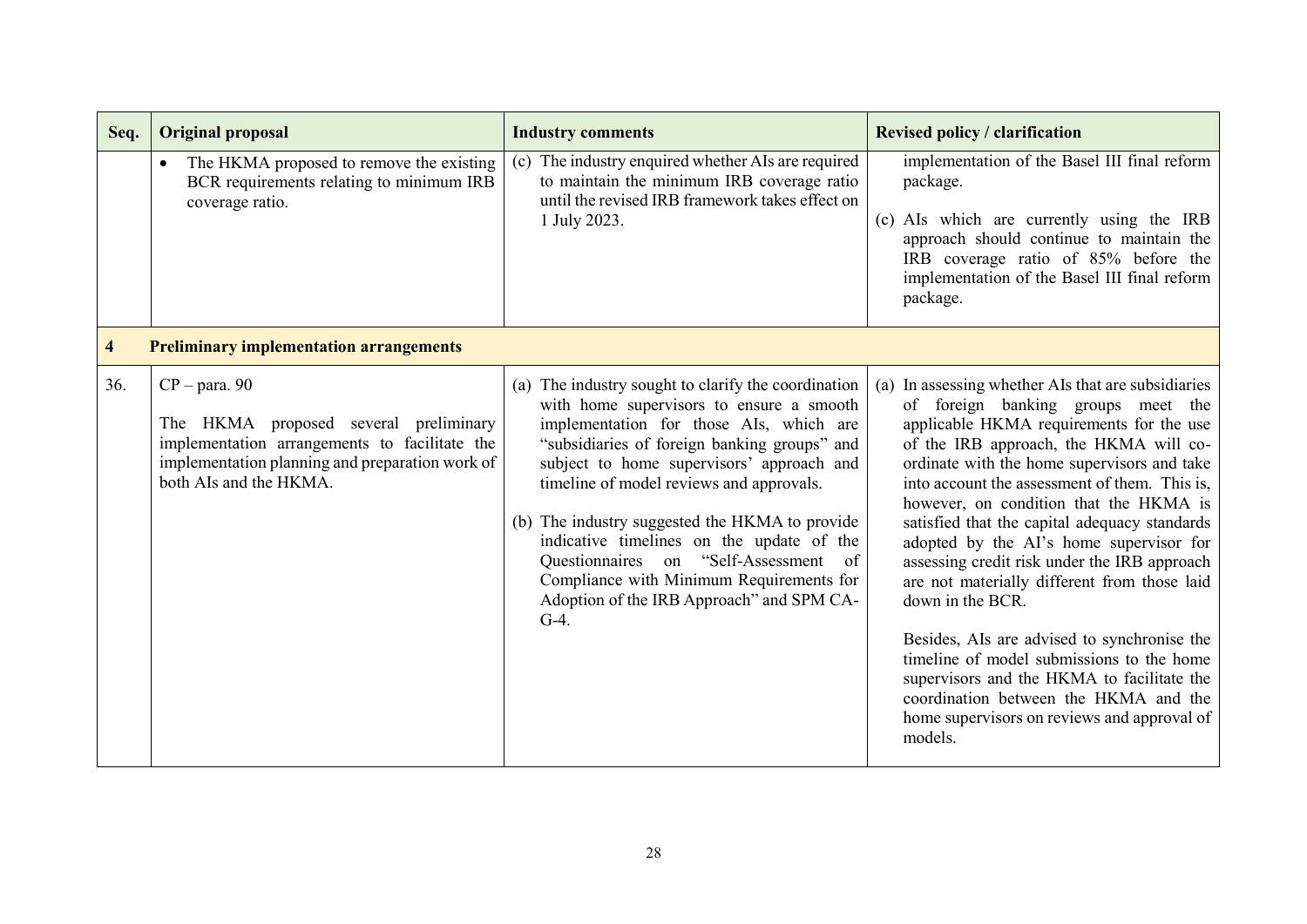| Seq. | Original proposal | Industry comments | Revised policy / clarification |
|---|---|---|---|
| | • The HKMA proposed to remove the existing BCR requirements relating to minimum IRB coverage ratio. | (c) The industry enquired whether AIs are required to maintain the minimum IRB coverage ratio until the revised IRB framework takes effect on 1 July 2023. | implementation of the Basel III final reform package.<br><br>(c) AIs which are currently using the IRB approach should continue to maintain the IRB coverage ratio of 85% before the implementation of the Basel III final reform package. |
| **4** | **Preliminary implementation arrangements** | | |
| 36. | CP – para. 90<br><br>The HKMA proposed several preliminary implementation arrangements to facilitate the implementation planning and preparation work of both AIs and the HKMA. | (a) The industry sought to clarify the coordination with home supervisors to ensure a smooth implementation for those AIs, which are "subsidiaries of foreign banking groups" and subject to home supervisors' approach and timeline of model reviews and approvals.<br><br>(b) The industry suggested the HKMA to provide indicative timelines on the update of the Questionnaires on "Self-Assessment of Compliance with Minimum Requirements for Adoption of the IRB Approach" and SPM CA-G-4. | (a) In assessing whether AIs that are subsidiaries of foreign banking groups meet the applicable HKMA requirements for the use of the IRB approach, the HKMA will co-ordinate with the home supervisors and take into account the assessment of them. This is, however, on condition that the HKMA is satisfied that the capital adequacy standards adopted by the AI's home supervisor for assessing credit risk under the IRB approach are not materially different from those laid down in the BCR.<br><br>Besides, AIs are advised to synchronise the timeline of model submissions to the home supervisors and the HKMA to facilitate the coordination between the HKMA and the home supervisors on reviews and approval of models. |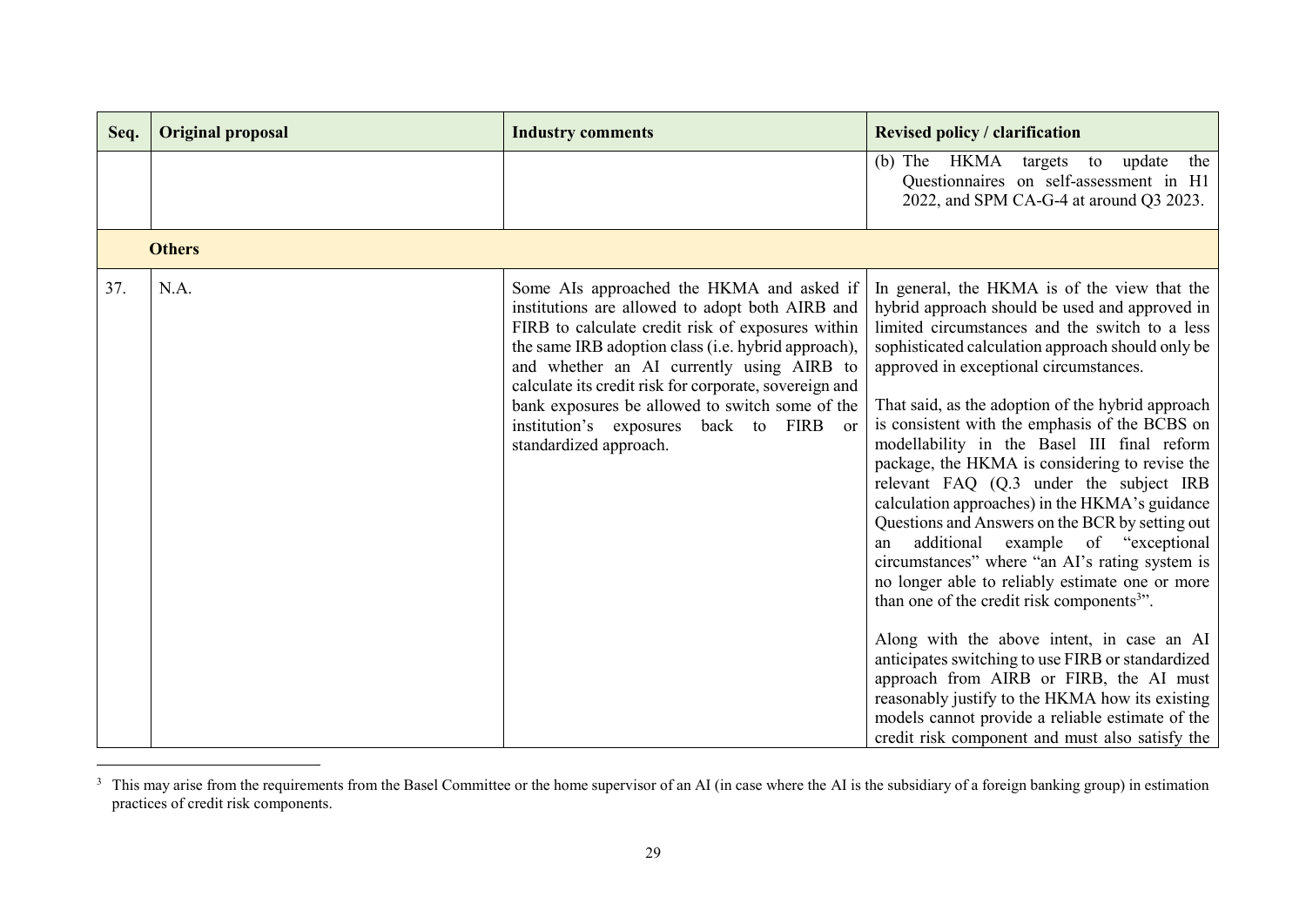| Seq. | Original proposal | Industry comments | Revised policy / clarification |
|---|---|---|---|
| | | | (b) The HKMA targets to update the Questionnaires on self-assessment in H1 2022, and SPM CA-G-4 at around Q3 2023. |
| | **Others** | | |
| 37. | N.A. | Some AIs approached the HKMA and asked if institutions are allowed to adopt both AIRB and FIRB to calculate credit risk of exposures within the same IRB adoption class (i.e. hybrid approach), and whether an AI currently using AIRB to calculate its credit risk for corporate, sovereign and bank exposures be allowed to switch some of the institution's exposures back to FIRB or standardized approach. | In general, the HKMA is of the view that the hybrid approach should be used and approved in limited circumstances and the switch to a less sophisticated calculation approach should only be approved in exceptional circumstances.<br><br>That said, as the adoption of the hybrid approach is consistent with the emphasis of the BCBS on modellability in the Basel III final reform package, the HKMA is considering to revise the relevant FAQ (Q.3 under the subject IRB calculation approaches) in the HKMA's guidance Questions and Answers on the BCR by setting out an additional example of "exceptional circumstances" where "an AI's rating system is no longer able to reliably estimate one or more than one of the credit risk components[3]".<br><br>Along with the above intent, in case an AI anticipates switching to use FIRB or standardized approach from AIRB or FIRB, the AI must reasonably justify to the HKMA how its existing models cannot provide a reliable estimate of the credit risk component and must also satisfy the |

[3] This may arise from the requirements from the Basel Committee or the home supervisor of an AI (in case where the AI is the subsidiary of a foreign banking group) in estimation practices of credit risk components.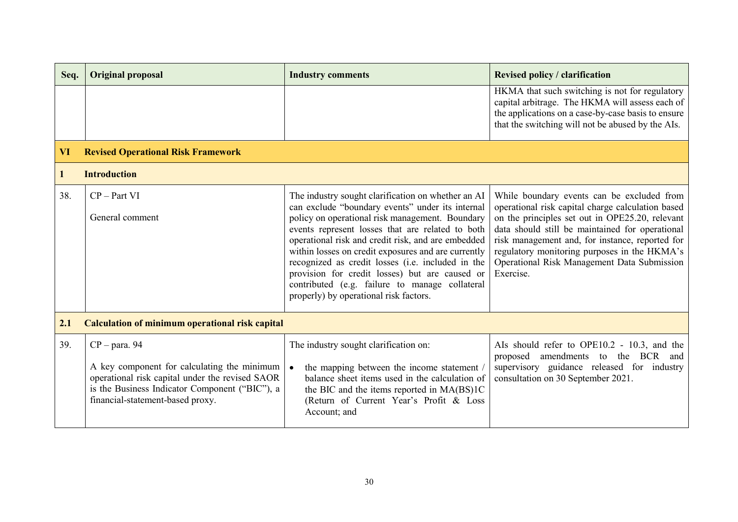| Seq. | Original proposal | Industry comments | Revised policy / clarification |
|---|---|---|---|
| | | | HKMA that such switching is not for regulatory capital arbitrage. The HKMA will assess each of the applications on a case-by-case basis to ensure that the switching will not be abused by the AIs. |
| **VI** | **Revised Operational Risk Framework** | | |
| **1** | **Introduction** | | |
| 38. | CP – Part VI<br><br>General comment | The industry sought clarification on whether an AI can exclude "boundary events" under its internal policy on operational risk management. Boundary events represent losses that are related to both operational risk and credit risk, and are embedded within losses on credit exposures and are currently recognized as credit losses (i.e. included in the provision for credit losses) but are caused or contributed (e.g. failure to manage collateral properly) by operational risk factors. | While boundary events can be excluded from operational risk capital charge calculation based on the principles set out in OPE25.20, relevant data should still be maintained for operational risk management and, for instance, reported for regulatory monitoring purposes in the HKMA's Operational Risk Management Data Submission Exercise. |
| **2.1** | **Calculation of minimum operational risk capital** | | |
| 39. | CP – para. 94<br><br>A key component for calculating the minimum operational risk capital under the revised SAOR is the Business Indicator Component ("BIC"), a financial-statement-based proxy. | The industry sought clarification on:<br><br>• the mapping between the income statement / balance sheet items used in the calculation of the BIC and the items reported in MA(BS)1C (Return of Current Year's Profit & Loss Account; and | AIs should refer to OPE10.2 - 10.3, and the proposed amendments to the BCR and supervisory guidance released for industry consultation on 30 September 2021. |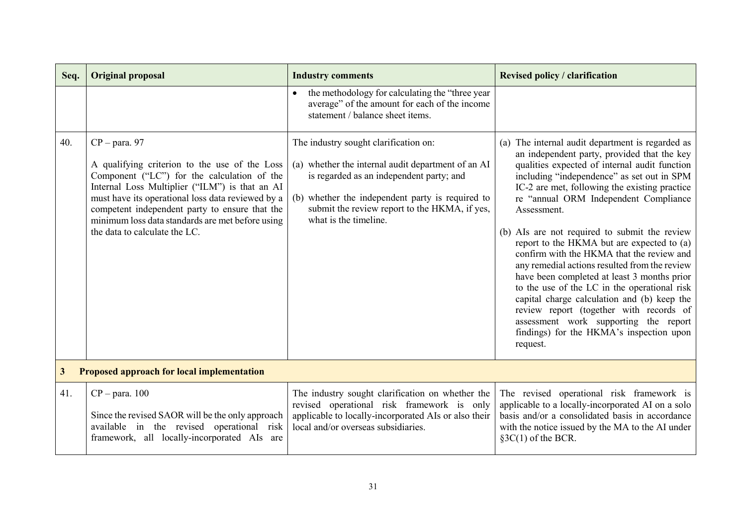| Seq. | Original proposal | Industry comments | Revised policy / clarification |
|---|---|---|---|
| | | • the methodology for calculating the "three year average" of the amount for each of the income statement / balance sheet items. | |
| 40. | CP – para. 97<br><br>A qualifying criterion to the use of the Loss Component ("LC") for the calculation of the Internal Loss Multiplier ("ILM") is that an AI must have its operational loss data reviewed by a competent independent party to ensure that the minimum loss data standards are met before using the data to calculate the LC. | The industry sought clarification on:<br><br>(a) whether the internal audit department of an AI is regarded as an independent party; and<br><br>(b) whether the independent party is required to submit the review report to the HKMA, if yes, what is the timeline. | (a) The internal audit department is regarded as an independent party, provided that the key qualities expected of internal audit function including "independence" as set out in SPM IC-2 are met, following the existing practice re "annual ORM Independent Compliance Assessment.<br><br>(b) AIs are not required to submit the review report to the HKMA but are expected to (a) confirm with the HKMA that the review and any remedial actions resulted from the review have been completed at least 3 months prior to the use of the LC in the operational risk capital charge calculation and (b) keep the review report (together with records of assessment work supporting the report findings) for the HKMA's inspection upon request. |
| **3** | **Proposed approach for local implementation** | | |
| 41. | CP – para. 100<br><br>Since the revised SAOR will be the only approach available in the revised operational risk framework, all locally-incorporated AIs are | The industry sought clarification on whether the revised operational risk framework is only applicable to locally-incorporated AIs or also their local and/or overseas subsidiaries. | The revised operational risk framework is applicable to a locally-incorporated AI on a solo basis and/or a consolidated basis in accordance with the notice issued by the MA to the AI under §3C(1) of the BCR. |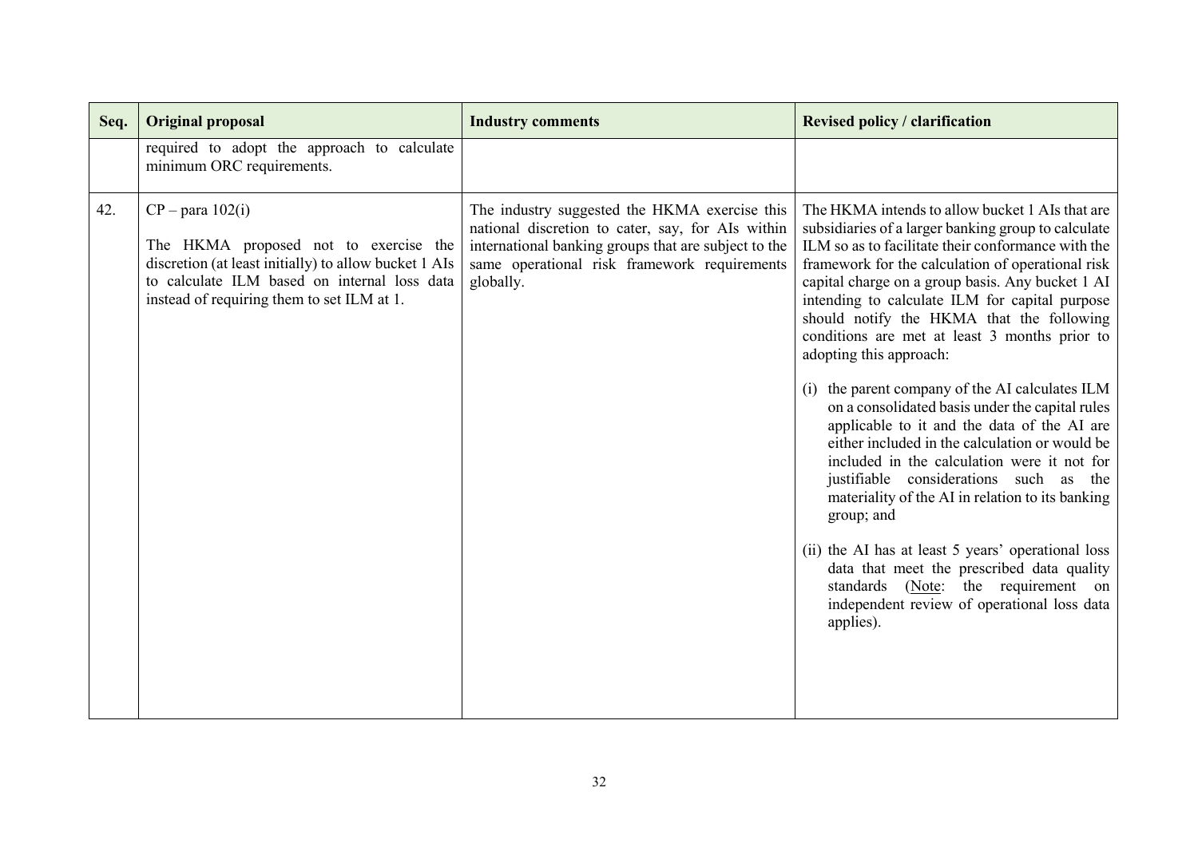| Seq. | Original proposal | Industry comments | Revised policy / clarification |
|---|---|---|---|
| | required to adopt the approach to calculate minimum ORC requirements. | | |
| 42. | CP – para 102(i)<br><br>The HKMA proposed not to exercise the discretion (at least initially) to allow bucket 1 AIs to calculate ILM based on internal loss data instead of requiring them to set ILM at 1. | The industry suggested the HKMA exercise this national discretion to cater, say, for AIs within international banking groups that are subject to the same operational risk framework requirements globally. | The HKMA intends to allow bucket 1 AIs that are subsidiaries of a larger banking group to calculate ILM so as to facilitate their conformance with the framework for the calculation of operational risk capital charge on a group basis. Any bucket 1 AI intending to calculate ILM for capital purpose should notify the HKMA that the following conditions are met at least 3 months prior to adopting this approach:<br><br>(i) the parent company of the AI calculates ILM on a consolidated basis under the capital rules applicable to it and the data of the AI are either included in the calculation or would be included in the calculation were it not for justifiable considerations such as the materiality of the AI in relation to its banking group; and<br><br>(ii) the AI has at least 5 years' operational loss data that meet the prescribed data quality standards (Note: the requirement on independent review of operational loss data applies). |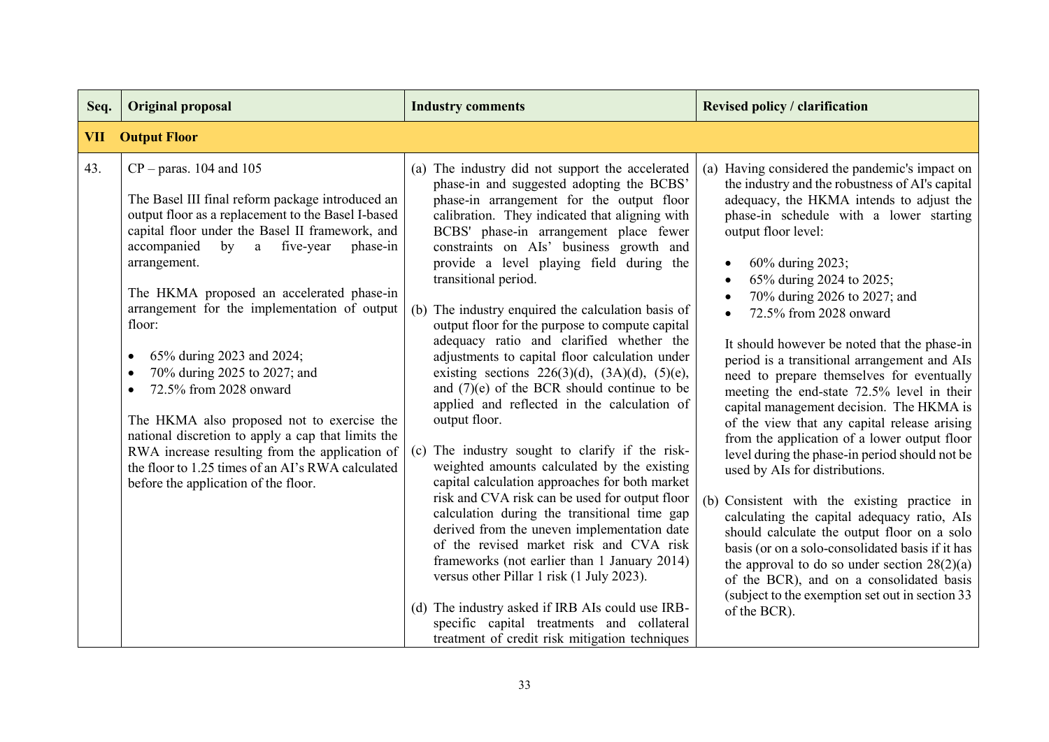| Seq. | Original proposal | Industry comments | Revised policy / clarification |
|---|---|---|---|
| **VII** | **Output Floor** | | |
| 43. | CP – paras. 104 and 105<br><br>The Basel III final reform package introduced an output floor as a replacement to the Basel I-based capital floor under the Basel II framework, and accompanied by a five-year phase-in arrangement.<br><br>The HKMA proposed an accelerated phase-in arrangement for the implementation of output floor:<br><br>• 65% during 2023 and 2024;<br>• 70% during 2025 to 2027; and<br>• 72.5% from 2028 onward<br><br>The HKMA also proposed not to exercise the national discretion to apply a cap that limits the RWA increase resulting from the application of the floor to 1.25 times of an AI's RWA calculated before the application of the floor. | (a) The industry did not support the accelerated phase-in and suggested adopting the BCBS' phase-in arrangement for the output floor calibration. They indicated that aligning with BCBS' phase-in arrangement place fewer constraints on AIs' business growth and provide a level playing field during the transitional period.<br><br>(b) The industry enquired the calculation basis of output floor for the purpose to compute capital adequacy ratio and clarified whether the adjustments to capital floor calculation under existing sections 226(3)(d), (3A)(d), (5)(e), and (7)(e) of the BCR should continue to be applied and reflected in the calculation of output floor.<br><br>(c) The industry sought to clarify if the risk-weighted amounts calculated by the existing capital calculation approaches for both market risk and CVA risk can be used for output floor calculation during the transitional time gap derived from the uneven implementation date of the revised market risk and CVA risk frameworks (not earlier than 1 January 2014) versus other Pillar 1 risk (1 July 2023).<br><br>(d) The industry asked if IRB AIs could use IRB-specific capital treatments and collateral treatment of credit risk mitigation techniques | (a) Having considered the pandemic's impact on the industry and the robustness of AI's capital adequacy, the HKMA intends to adjust the phase-in schedule with a lower starting output floor level:<br><br>• 60% during 2023;<br>• 65% during 2024 to 2025;<br>• 70% during 2026 to 2027; and<br>• 72.5% from 2028 onward<br><br>It should however be noted that the phase-in period is a transitional arrangement and AIs need to prepare themselves for eventually meeting the end-state 72.5% level in their capital management decision. The HKMA is of the view that any capital release arising from the application of a lower output floor level during the phase-in period should not be used by AIs for distributions.<br><br>(b) Consistent with the existing practice in calculating the capital adequacy ratio, AIs should calculate the output floor on a solo basis (or on a solo-consolidated basis if it has the approval to do so under section 28(2)(a) of the BCR), and on a consolidated basis (subject to the exemption set out in section 33 of the BCR). |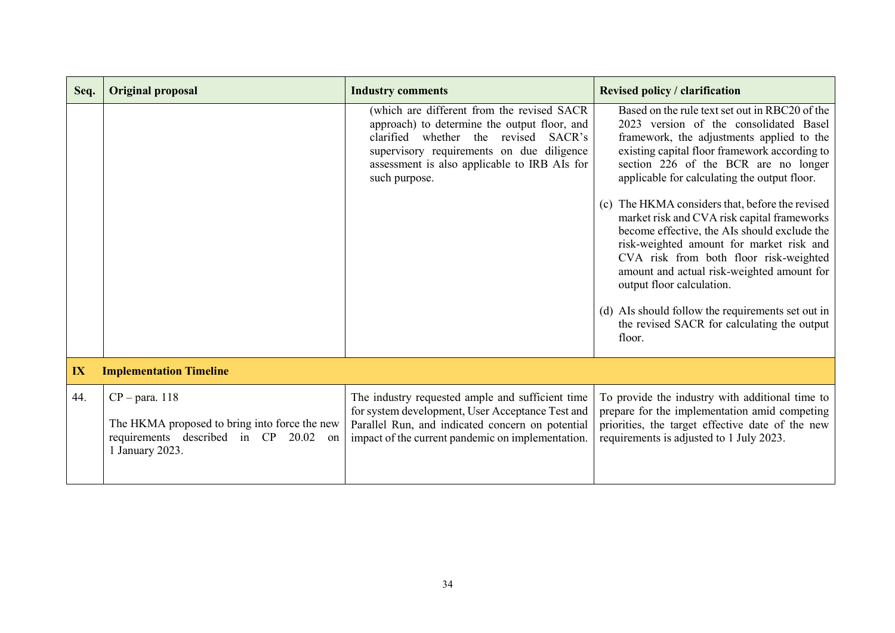| Seq. | Original proposal | Industry comments | Revised policy / clarification |
|---|---|---|---|
| | | (which are different from the revised SACR approach) to determine the output floor, and clarified whether the revised SACR's supervisory requirements on due diligence assessment is also applicable to IRB AIs for such purpose. | Based on the rule text set out in RBC20 of the 2023 version of the consolidated Basel framework, the adjustments applied to the existing capital floor framework according to section 226 of the BCR are no longer applicable for calculating the output floor.<br><br>(c) The HKMA considers that, before the revised market risk and CVA risk capital frameworks become effective, the AIs should exclude the risk-weighted amount for market risk and CVA risk from both floor risk-weighted amount and actual risk-weighted amount for output floor calculation.<br><br>(d) AIs should follow the requirements set out in the revised SACR for calculating the output floor. |
| **IX** | **Implementation Timeline** | | |
| 44. | CP – para. 118<br><br>The HKMA proposed to bring into force the new requirements described in CP 20.02 on 1 January 2023. | The industry requested ample and sufficient time for system development, User Acceptance Test and Parallel Run, and indicated concern on potential impact of the current pandemic on implementation. | To provide the industry with additional time to prepare for the implementation amid competing priorities, the target effective date of the new requirements is adjusted to 1 July 2023. |